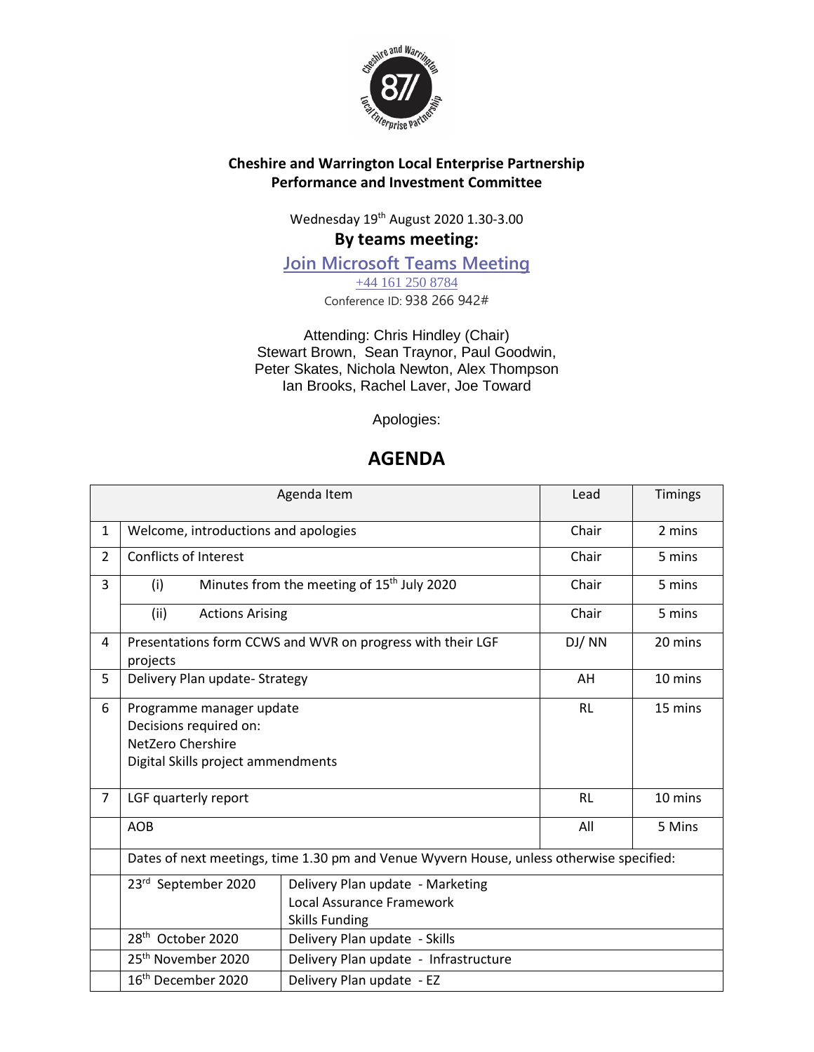**Cheshire and Warrington Local Enterprise Partnership**
**Performance and Investment Committee**

Wednesday 19th August 2020 1.30-3.00

**By teams meeting:**

[Join Microsoft Teams Meeting](#)

+44 161 250 8784

Conference ID: 938 266 942#

Attending: Chris Hindley (Chair)
Stewart Brown, Sean Traynor, Paul Goodwin,
Peter Skates, Nichola Newton, Alex Thompson
Ian Brooks, Rachel Laver, Joe Toward

Apologies:

# AGENDA

| | Agenda Item | | Lead | Timings |
|---|---|---|---|---|
| 1 | Welcome, introductions and apologies | | Chair | 2 mins |
| 2 | Conflicts of Interest | | Chair | 5 mins |
| 3 | (i) Minutes from the meeting of 15th July 2020 | | Chair | 5 mins |
| | (ii) Actions Arising | | Chair | 5 mins |
| 4 | Presentations form CCWS and WVR on progress with their LGF projects | | DJ/ NN | 20 mins |
| 5 | Delivery Plan update- Strategy | | AH | 10 mins |
| 6 | Programme manager update<br>Decisions required on:<br>NetZero Chershire<br>Digital Skills project ammendments | | RL | 15 mins |
| 7 | LGF quarterly report | | RL | 10 mins |
| | AOB | | All | 5 Mins |
| | Dates of next meetings, time 1.30 pm and Venue Wyvern House, unless otherwise specified: | | | |
| | 23rd September 2020 | Delivery Plan update - Marketing<br>Local Assurance Framework<br>Skills Funding | | |
| | 28th October 2020 | Delivery Plan update - Skills | | |
| | 25th November 2020 | Delivery Plan update - Infrastructure | | |
| | 16th December 2020 | Delivery Plan update - EZ | | |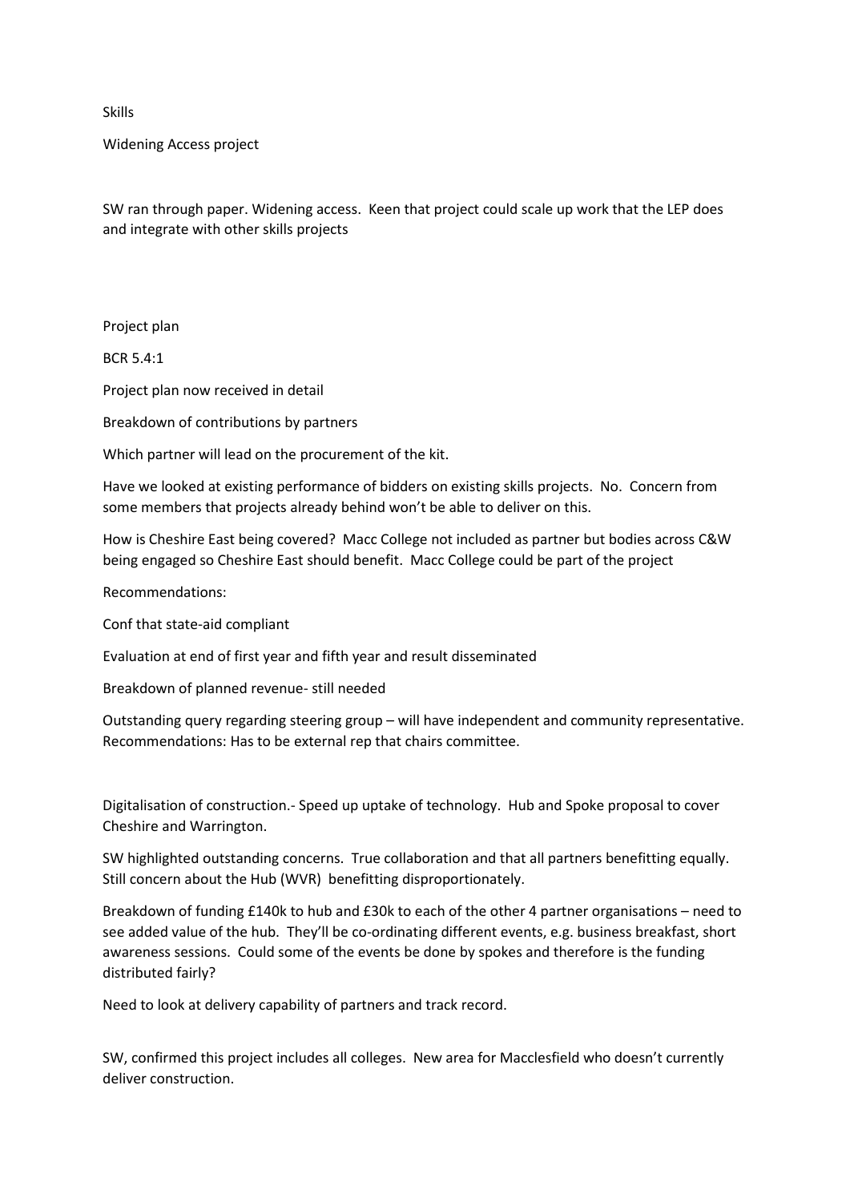Skills

Widening Access project

SW ran through paper. Widening access. Keen that project could scale up work that the LEP does and integrate with other skills projects

Project plan

BCR 5.4:1

Project plan now received in detail

Breakdown of contributions by partners

Which partner will lead on the procurement of the kit.

Have we looked at existing performance of bidders on existing skills projects. No. Concern from some members that projects already behind won't be able to deliver on this.

How is Cheshire East being covered? Macc College not included as partner but bodies across C&W being engaged so Cheshire East should benefit. Macc College could be part of the project

Recommendations:

Conf that state-aid compliant

Evaluation at end of first year and fifth year and result disseminated

Breakdown of planned revenue- still needed

Outstanding query regarding steering group – will have independent and community representative. Recommendations: Has to be external rep that chairs committee.

Digitalisation of construction.- Speed up uptake of technology. Hub and Spoke proposal to cover Cheshire and Warrington.

SW highlighted outstanding concerns. True collaboration and that all partners benefitting equally. Still concern about the Hub (WVR) benefitting disproportionately.

Breakdown of funding £140k to hub and £30k to each of the other 4 partner organisations – need to see added value of the hub. They'll be co-ordinating different events, e.g. business breakfast, short awareness sessions. Could some of the events be done by spokes and therefore is the funding distributed fairly?

Need to look at delivery capability of partners and track record.

SW, confirmed this project includes all colleges. New area for Macclesfield who doesn't currently deliver construction.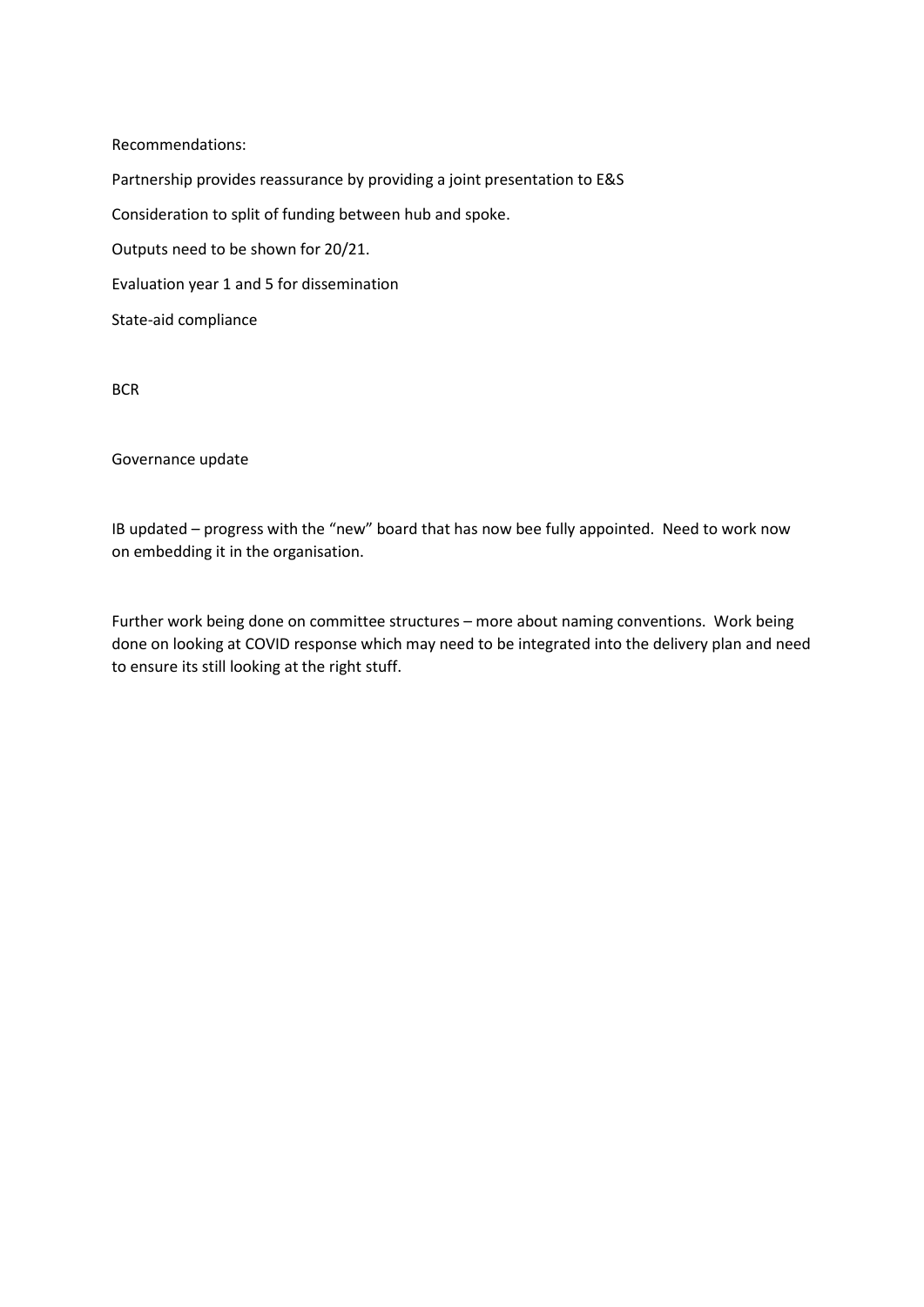Recommendations:

Partnership provides reassurance by providing a joint presentation to E&S

Consideration to split of funding between hub and spoke.

Outputs need to be shown for 20/21.

Evaluation year 1 and 5 for dissemination

State-aid compliance

BCR

Governance update

IB updated – progress with the "new" board that has now bee fully appointed. Need to work now on embedding it in the organisation.

Further work being done on committee structures – more about naming conventions. Work being done on looking at COVID response which may need to be integrated into the delivery plan and need to ensure its still looking at the right stuff.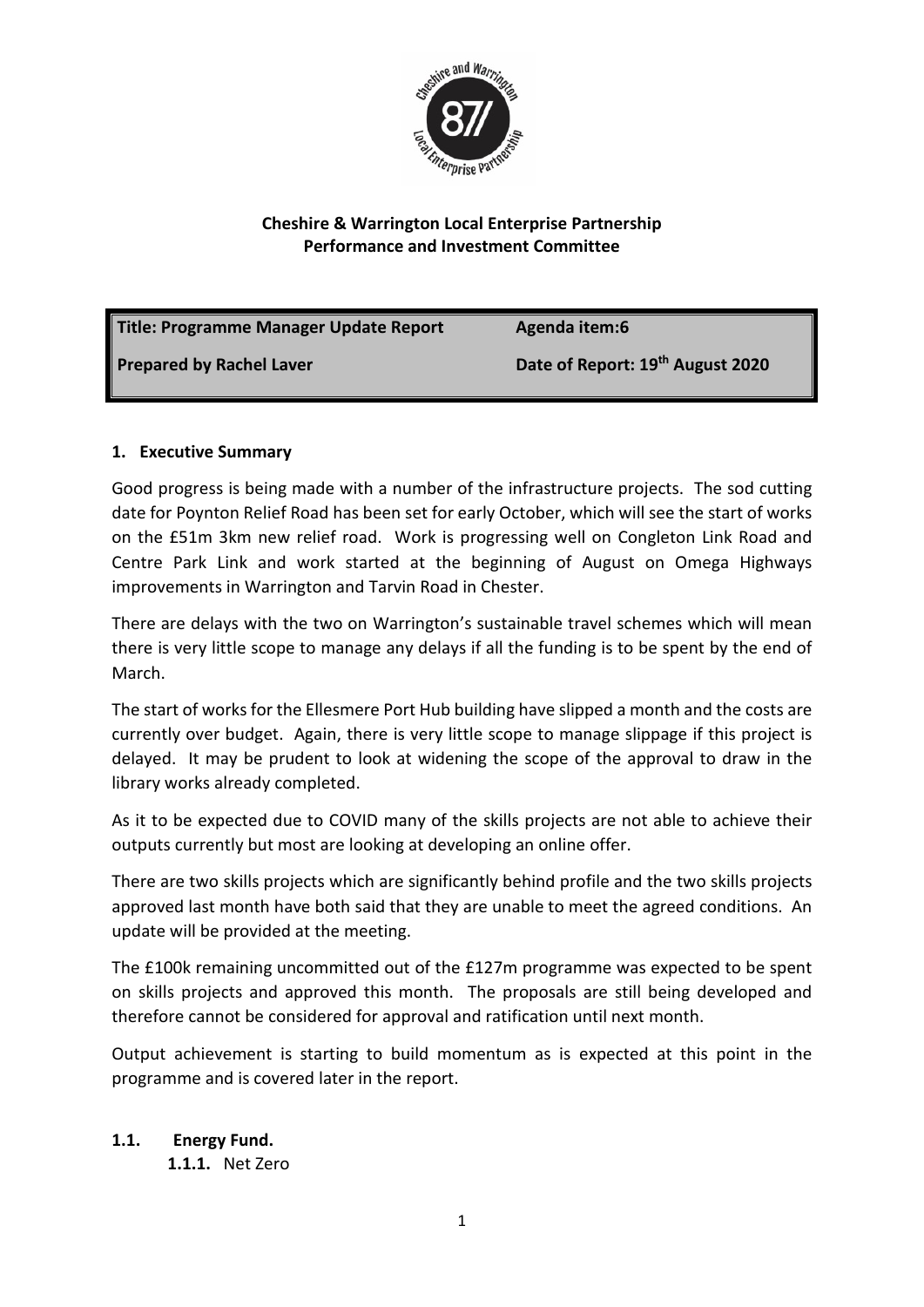**Cheshire & Warrington Local Enterprise Partnership**
**Performance and Investment Committee**

| **Title: Programme Manager Update Report** | **Agenda item:6** |
| --- | --- |
| **Prepared by Rachel Laver** | **Date of Report: 19th August 2020** |

## 1. Executive Summary

Good progress is being made with a number of the infrastructure projects. The sod cutting date for Poynton Relief Road has been set for early October, which will see the start of works on the £51m 3km new relief road. Work is progressing well on Congleton Link Road and Centre Park Link and work started at the beginning of August on Omega Highways improvements in Warrington and Tarvin Road in Chester.

There are delays with the two on Warrington's sustainable travel schemes which will mean there is very little scope to manage any delays if all the funding is to be spent by the end of March.

The start of works for the Ellesmere Port Hub building have slipped a month and the costs are currently over budget. Again, there is very little scope to manage slippage if this project is delayed. It may be prudent to look at widening the scope of the approval to draw in the library works already completed.

As it to be expected due to COVID many of the skills projects are not able to achieve their outputs currently but most are looking at developing an online offer.

There are two skills projects which are significantly behind profile and the two skills projects approved last month have both said that they are unable to meet the agreed conditions. An update will be provided at the meeting.

The £100k remaining uncommitted out of the £127m programme was expected to be spent on skills projects and approved this month. The proposals are still being developed and therefore cannot be considered for approval and ratification until next month.

Output achievement is starting to build momentum as is expected at this point in the programme and is covered later in the report.

### 1.1. Energy Fund.

**1.1.1.** Net Zero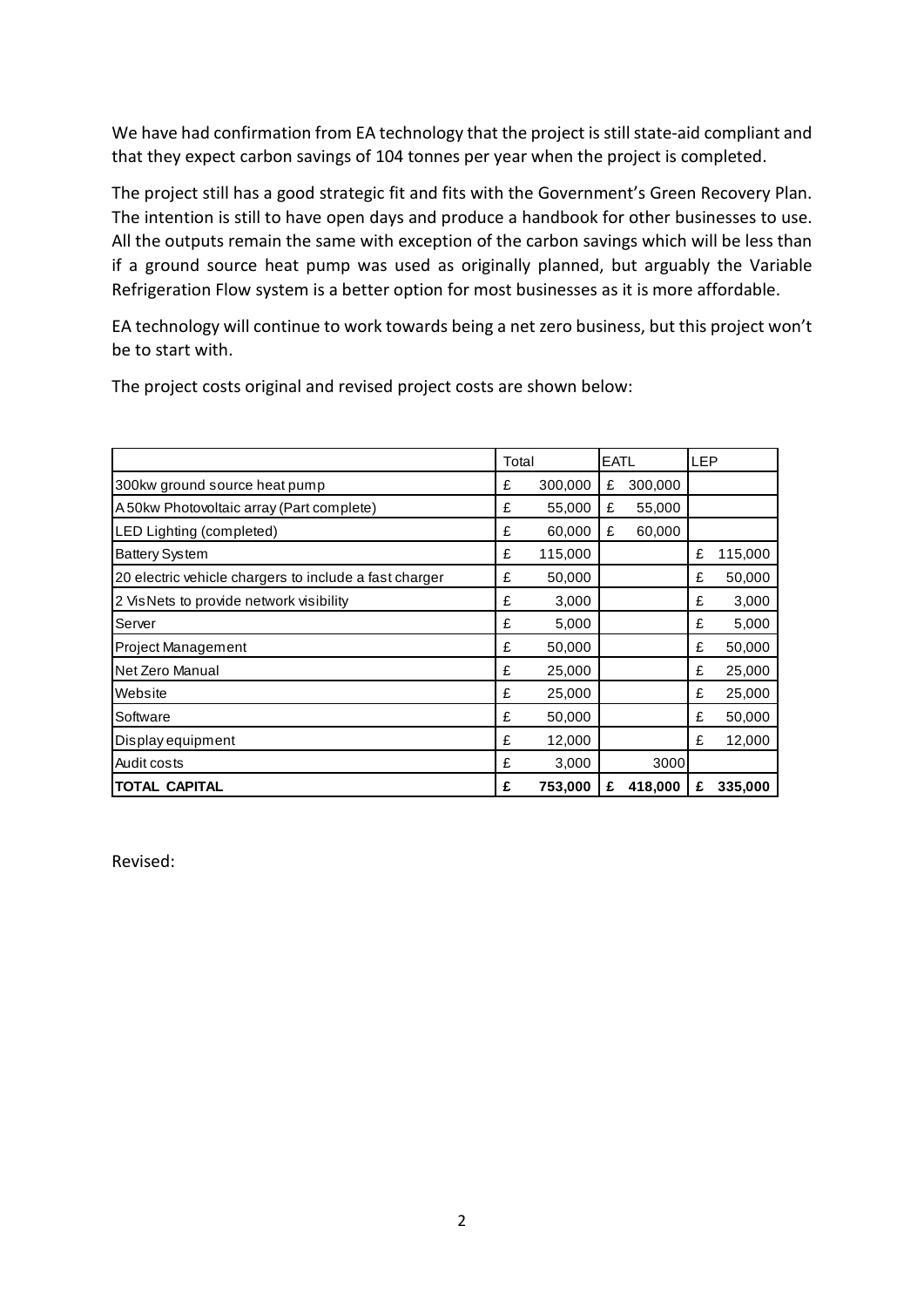We have had confirmation from EA technology that the project is still state-aid compliant and that they expect carbon savings of 104 tonnes per year when the project is completed.

The project still has a good strategic fit and fits with the Government's Green Recovery Plan. The intention is still to have open days and produce a handbook for other businesses to use. All the outputs remain the same with exception of the carbon savings which will be less than if a ground source heat pump was used as originally planned, but arguably the Variable Refrigeration Flow system is a better option for most businesses as it is more affordable.

EA technology will continue to work towards being a net zero business, but this project won't be to start with.

The project costs original and revised project costs are shown below:

| | Total | EATL | LEP |
|---|---|---|---|
| 300kw ground source heat pump | £ 300,000 | £ 300,000 | |
| A 50kw Photovoltaic array (Part complete) | £ 55,000 | £ 55,000 | |
| LED Lighting (completed) | £ 60,000 | £ 60,000 | |
| Battery System | £ 115,000 | | £ 115,000 |
| 20 electric vehicle chargers to include a fast charger | £ 50,000 | | £ 50,000 |
| 2 VisNets to provide network visibility | £ 3,000 | | £ 3,000 |
| Server | £ 5,000 | | £ 5,000 |
| Project Management | £ 50,000 | | £ 50,000 |
| Net Zero Manual | £ 25,000 | | £ 25,000 |
| Website | £ 25,000 | | £ 25,000 |
| Software | £ 50,000 | | £ 50,000 |
| Display equipment | £ 12,000 | | £ 12,000 |
| Audit costs | £ 3,000 | 3000 | |
| **TOTAL CAPITAL** | **£ 753,000** | **£ 418,000** | **£ 335,000** |

Revised: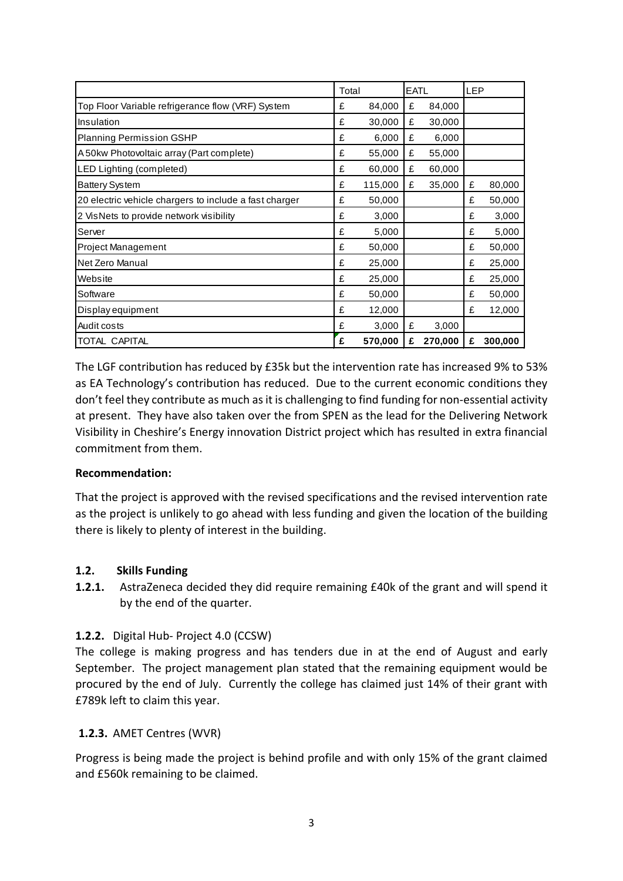| | Total | EATL | LEP |
|---|---|---|---|
| Top Floor Variable refrigerance flow (VRF) System | £ 84,000 | £ 84,000 | |
| Insulation | £ 30,000 | £ 30,000 | |
| Planning Permission GSHP | £ 6,000 | £ 6,000 | |
| A 50kw Photovoltaic array (Part complete) | £ 55,000 | £ 55,000 | |
| LED Lighting (completed) | £ 60,000 | £ 60,000 | |
| Battery System | £ 115,000 | £ 35,000 | £ 80,000 |
| 20 electric vehicle chargers to include a fast charger | £ 50,000 | | £ 50,000 |
| 2 VisNets to provide network visibility | £ 3,000 | | £ 3,000 |
| Server | £ 5,000 | | £ 5,000 |
| Project Management | £ 50,000 | | £ 50,000 |
| Net Zero Manual | £ 25,000 | | £ 25,000 |
| Website | £ 25,000 | | £ 25,000 |
| Software | £ 50,000 | | £ 50,000 |
| Display equipment | £ 12,000 | | £ 12,000 |
| Audit costs | £ 3,000 | £ 3,000 | |
| TOTAL CAPITAL | **£ 570,000** | **£ 270,000** | **£ 300,000** |

The LGF contribution has reduced by £35k but the intervention rate has increased 9% to 53% as EA Technology's contribution has reduced. Due to the current economic conditions they don't feel they contribute as much as it is challenging to find funding for non-essential activity at present. They have also taken over the from SPEN as the lead for the Delivering Network Visibility in Cheshire's Energy innovation District project which has resulted in extra financial commitment from them.

**Recommendation:**

That the project is approved with the revised specifications and the revised intervention rate as the project is unlikely to go ahead with less funding and given the location of the building there is likely to plenty of interest in the building.

## 1.2. Skills Funding

**1.2.1.** AstraZeneca decided they did require remaining £40k of the grant and will spend it by the end of the quarter.

**1.2.2.** Digital Hub- Project 4.0 (CCSW)

The college is making progress and has tenders due in at the end of August and early September. The project management plan stated that the remaining equipment would be procured by the end of July. Currently the college has claimed just 14% of their grant with £789k left to claim this year.

**1.2.3.** AMET Centres (WVR)

Progress is being made the project is behind profile and with only 15% of the grant claimed and £560k remaining to be claimed.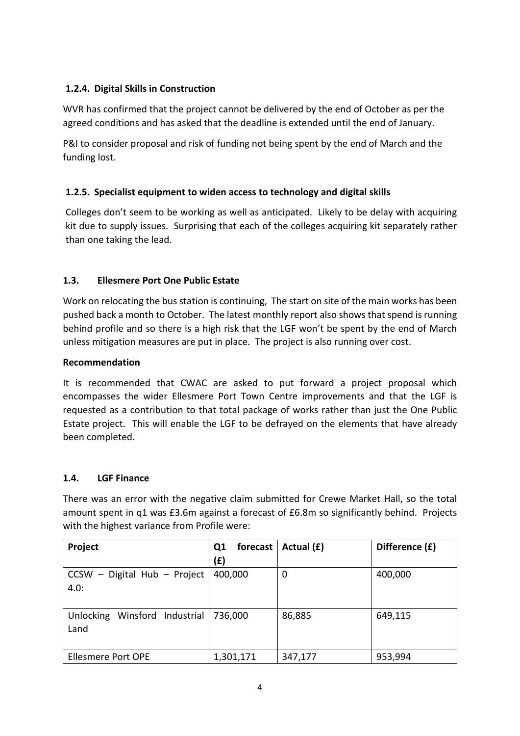### 1.2.4. Digital Skills in Construction

WVR has confirmed that the project cannot be delivered by the end of October as per the agreed conditions and has asked that the deadline is extended until the end of January.

P&I to consider proposal and risk of funding not being spent by the end of March and the funding lost.

### 1.2.5. Specialist equipment to widen access to technology and digital skills

Colleges don't seem to be working as well as anticipated. Likely to be delay with acquiring kit due to supply issues. Surprising that each of the colleges acquiring kit separately rather than one taking the lead.

## 1.3. Ellesmere Port One Public Estate

Work on relocating the bus station is continuing, The start on site of the main works has been pushed back a month to October. The latest monthly report also shows that spend is running behind profile and so there is a high risk that the LGF won't be spent by the end of March unless mitigation measures are put in place. The project is also running over cost.

**Recommendation**

It is recommended that CWAC are asked to put forward a project proposal which encompasses the wider Ellesmere Port Town Centre improvements and that the LGF is requested as a contribution to that total package of works rather than just the One Public Estate project. This will enable the LGF to be defrayed on the elements that have already been completed.

## 1.4. LGF Finance

There was an error with the negative claim submitted for Crewe Market Hall, so the total amount spent in q1 was £3.6m against a forecast of £6.8m so significantly behind. Projects with the highest variance from Profile were:

| Project | Q1 forecast (£) | Actual (£) | Difference (£) |
|---|---|---|---|
| CCSW – Digital Hub – Project 4.0: | 400,000 | 0 | 400,000 |
| Unlocking Winsford Industrial Land | 736,000 | 86,885 | 649,115 |
| Ellesmere Port OPE | 1,301,171 | 347,177 | 953,994 |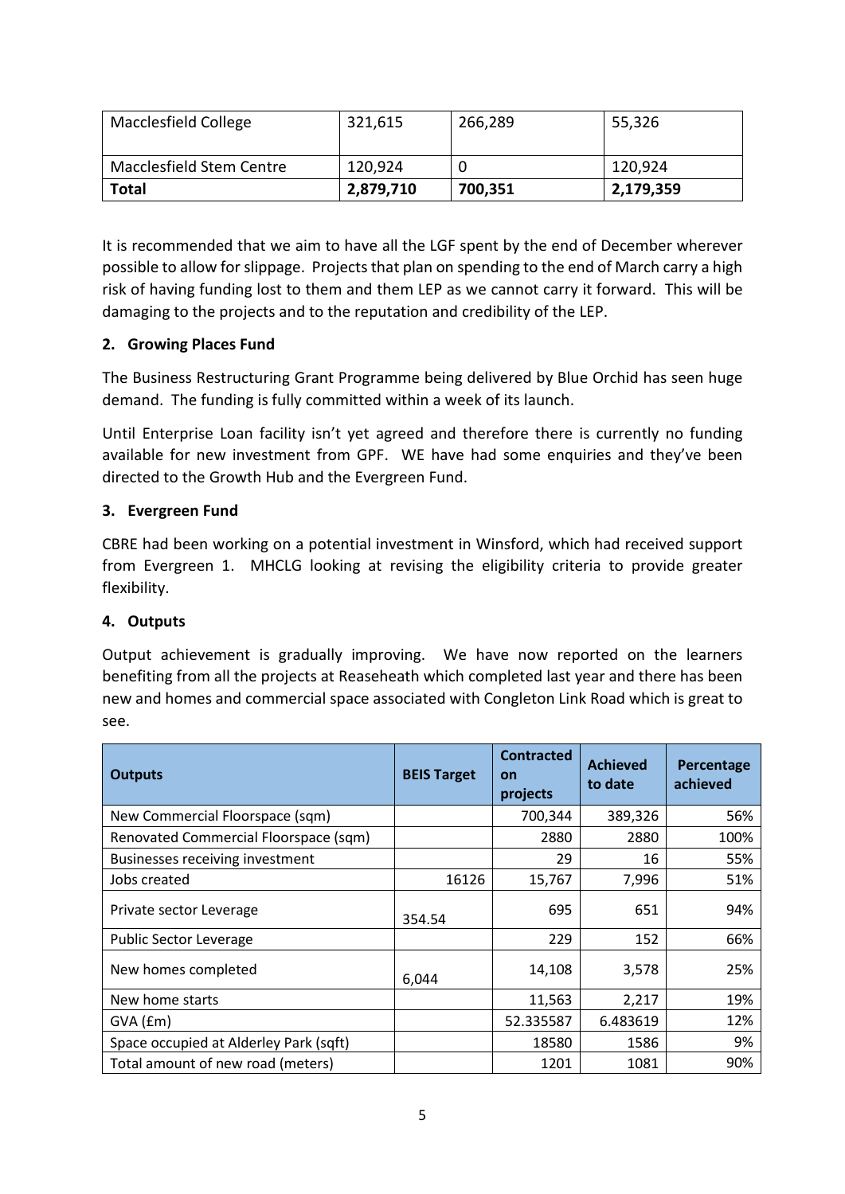| Macclesfield College | 321,615 | 266,289 | 55,326 |
|---|---|---|---|
| Macclesfield Stem Centre | 120,924 | 0 | 120,924 |
| **Total** | **2,879,710** | **700,351** | **2,179,359** |

It is recommended that we aim to have all the LGF spent by the end of December wherever possible to allow for slippage. Projects that plan on spending to the end of March carry a high risk of having funding lost to them and them LEP as we cannot carry it forward. This will be damaging to the projects and to the reputation and credibility of the LEP.

**2. Growing Places Fund**

The Business Restructuring Grant Programme being delivered by Blue Orchid has seen huge demand. The funding is fully committed within a week of its launch.

Until Enterprise Loan facility isn't yet agreed and therefore there is currently no funding available for new investment from GPF. WE have had some enquiries and they've been directed to the Growth Hub and the Evergreen Fund.

**3. Evergreen Fund**

CBRE had been working on a potential investment in Winsford, which had received support from Evergreen 1. MHCLG looking at revising the eligibility criteria to provide greater flexibility.

**4. Outputs**

Output achievement is gradually improving. We have now reported on the learners benefiting from all the projects at Reaseheath which completed last year and there has been new and homes and commercial space associated with Congleton Link Road which is great to see.

| Outputs | BEIS Target | Contracted on projects | Achieved to date | Percentage achieved |
|---|---|---|---|---|
| New Commercial Floorspace (sqm) | | 700,344 | 389,326 | 56% |
| Renovated Commercial Floorspace (sqm) | | 2880 | 2880 | 100% |
| Businesses receiving investment | | 29 | 16 | 55% |
| Jobs created | 16126 | 15,767 | 7,996 | 51% |
| Private sector Leverage | 354.54 | 695 | 651 | 94% |
| Public Sector Leverage | | 229 | 152 | 66% |
| New homes completed | 6,044 | 14,108 | 3,578 | 25% |
| New home starts | | 11,563 | 2,217 | 19% |
| GVA (£m) | | 52.335587 | 6.483619 | 12% |
| Space occupied at Alderley Park (sqft) | | 18580 | 1586 | 9% |
| Total amount of new road (meters) | | 1201 | 1081 | 90% |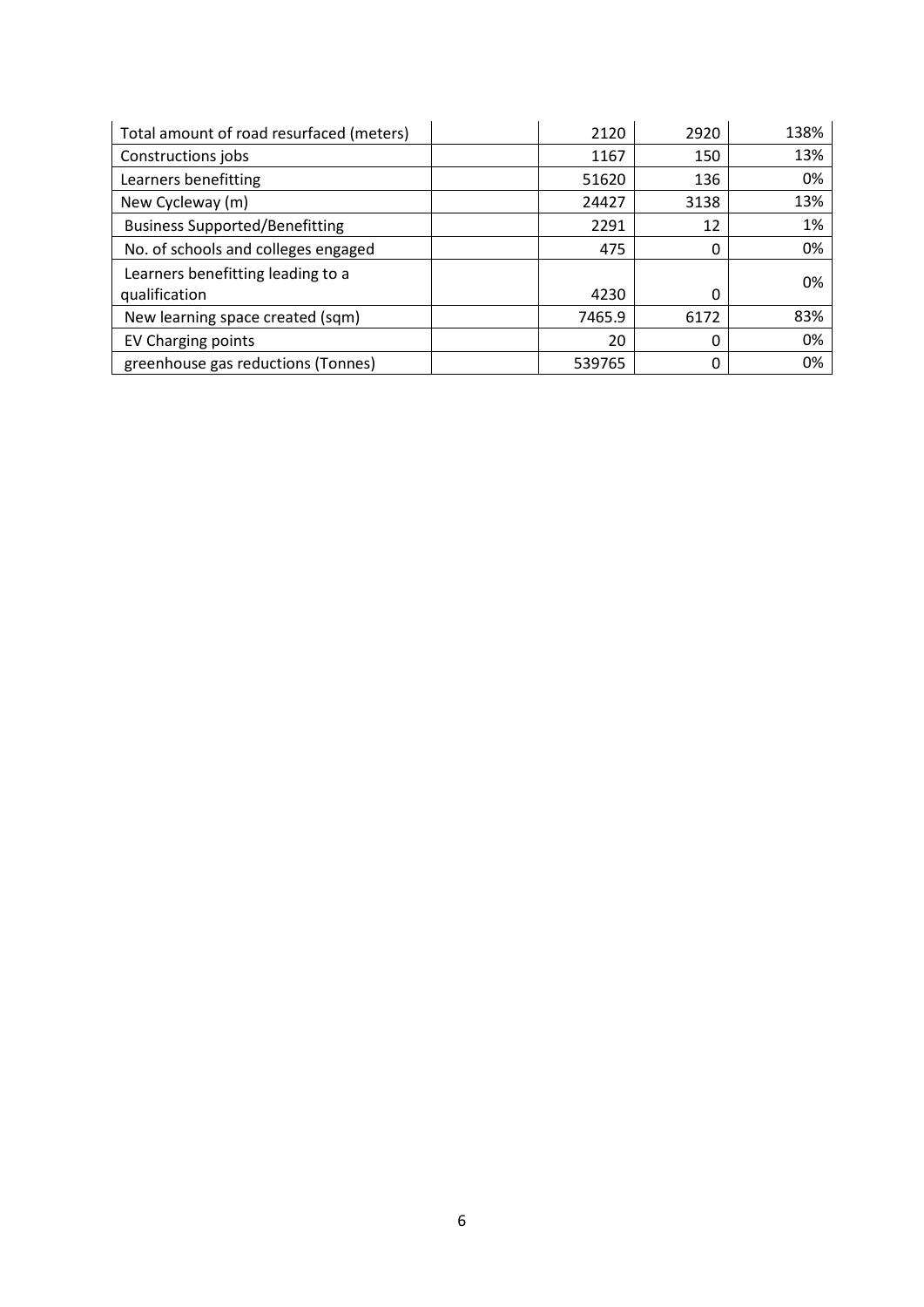| | | | | |
|---|---|---|---|---|
| Total amount of road resurfaced (meters) | | 2120 | 2920 | 138% |
| Constructions jobs | | 1167 | 150 | 13% |
| Learners benefitting | | 51620 | 136 | 0% |
| New Cycleway (m) | | 24427 | 3138 | 13% |
| Business Supported/Benefitting | | 2291 | 12 | 1% |
| No. of schools and colleges engaged | | 475 | 0 | 0% |
| Learners benefitting leading to a qualification | | 4230 | 0 | 0% |
| New learning space created (sqm) | | 7465.9 | 6172 | 83% |
| EV Charging points | | 20 | 0 | 0% |
| greenhouse gas reductions (Tonnes) | | 539765 | 0 | 0% |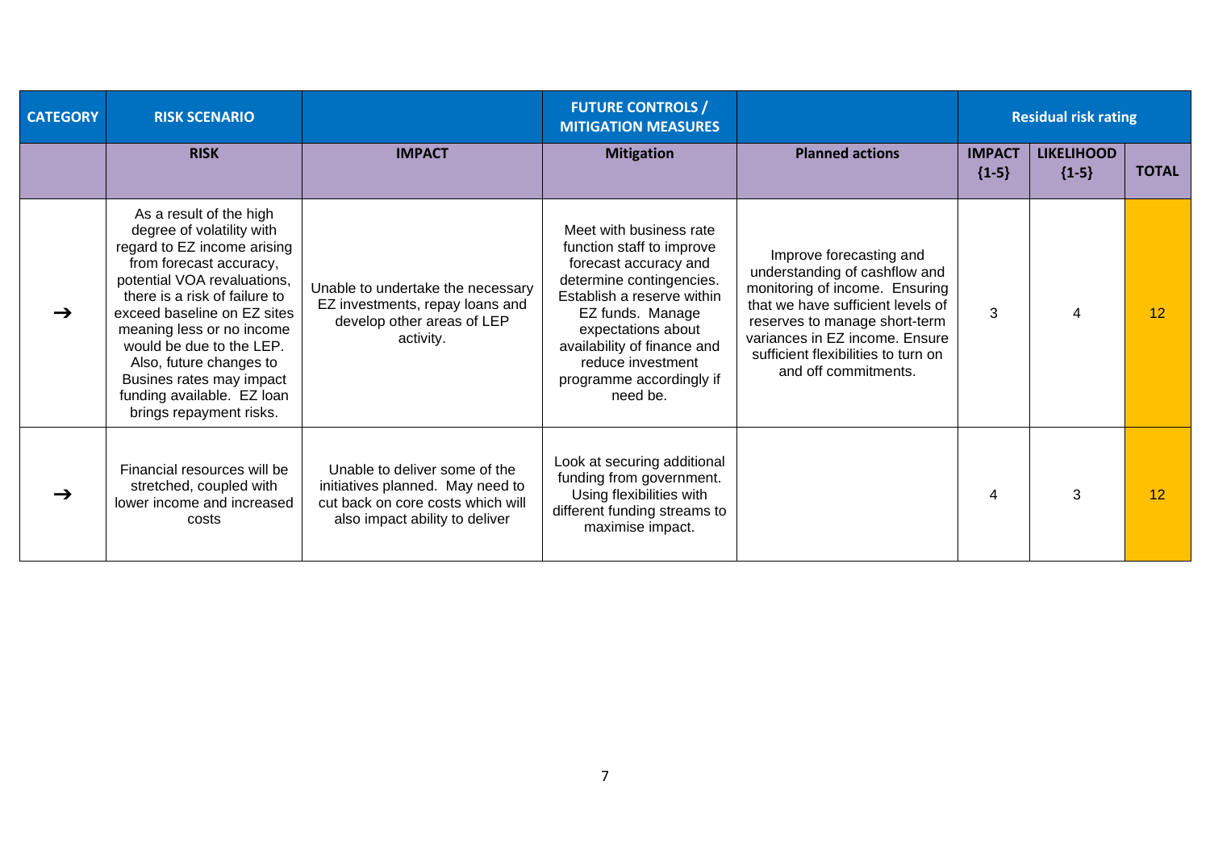| CATEGORY | RISK SCENARIO | | FUTURE CONTROLS / MITIGATION MEASURES | | Residual risk rating | | |
|---|---|---|---|---|---|---|---|
| | RISK | IMPACT | Mitigation | Planned actions | IMPACT {1-5} | LIKELIHOOD {1-5} | TOTAL |
| → | As a result of the high degree of volatility with regard to EZ income arising from forecast accuracy, potential VOA revaluations, there is a risk of failure to exceed baseline on EZ sites meaning less or no income would be due to the LEP. Also, future changes to Busines rates may impact funding available. EZ loan brings repayment risks. | Unable to undertake the necessary EZ investments, repay loans and develop other areas of LEP activity. | Meet with business rate function staff to improve forecast accuracy and determine contingencies. Establish a reserve within EZ funds. Manage expectations about availability of finance and reduce investment programme accordingly if need be. | Improve forecasting and understanding of cashflow and monitoring of income. Ensuring that we have sufficient levels of reserves to manage short-term variances in EZ income. Ensure sufficient flexibilities to turn on and off commitments. | 3 | 4 | 12 |
| → | Financial resources will be stretched, coupled with lower income and increased costs | Unable to deliver some of the initiatives planned. May need to cut back on core costs which will also impact ability to deliver | Look at securing additional funding from government. Using flexibilities with different funding streams to maximise impact. | | 4 | 3 | 12 |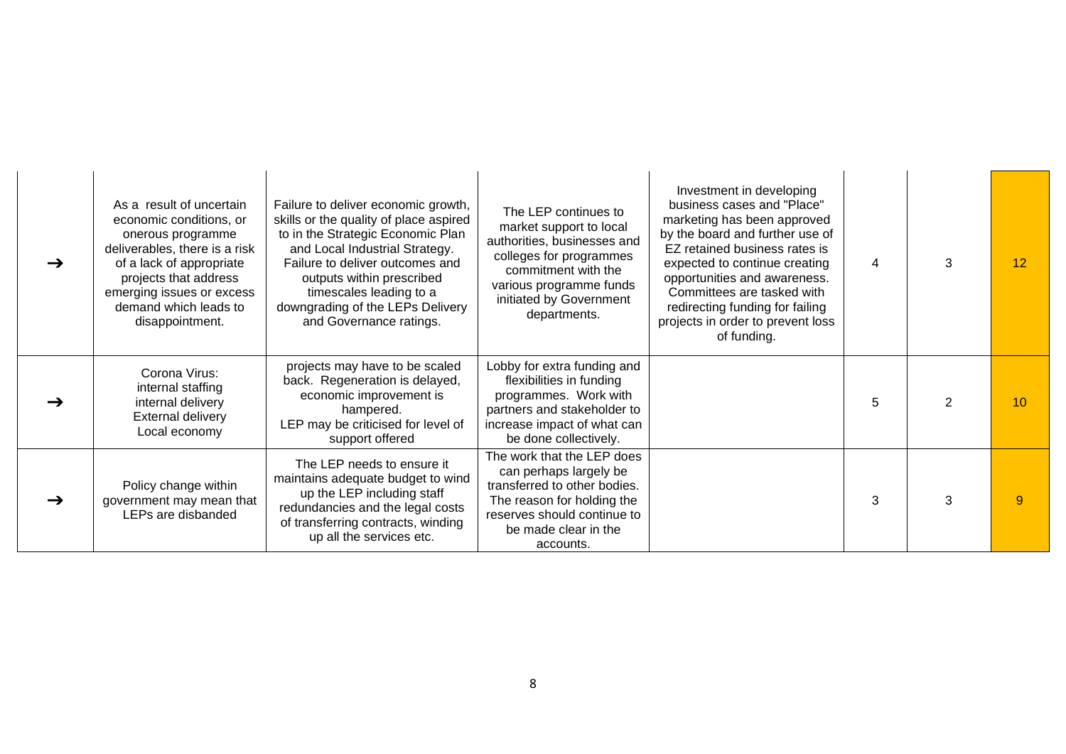| | | | | | | | |
|---|---|---|---|---|---|---|---|
| → | As a result of uncertain economic conditions, or onerous programme deliverables, there is a risk of a lack of appropriate projects that address emerging issues or excess demand which leads to disappointment. | Failure to deliver economic growth, skills or the quality of place aspired to in the Strategic Economic Plan and Local Industrial Strategy. Failure to deliver outcomes and outputs within prescribed timescales leading to a downgrading of the LEPs Delivery and Governance ratings. | The LEP continues to market support to local authorities, businesses and colleges for programmes commitment with the various programme funds initiated by Government departments. | Investment in developing business cases and "Place" marketing has been approved by the board and further use of EZ retained business rates is expected to continue creating opportunities and awareness. Committees are tasked with redirecting funding for failing projects in order to prevent loss of funding. | 4 | 3 | 12 |
| → | Corona Virus:<br>internal staffing<br>internal delivery<br>External delivery<br>Local economy | projects may have to be scaled back. Regeneration is delayed, economic improvement is hampered.<br>LEP may be criticised for level of support offered | Lobby for extra funding and flexibilities in funding programmes. Work with partners and stakeholder to increase impact of what can be done collectively. | | 5 | 2 | 10 |
| → | Policy change within government may mean that LEPs are disbanded | The LEP needs to ensure it maintains adequate budget to wind up the LEP including staff redundancies and the legal costs of transferring contracts, winding up all the services etc. | The work that the LEP does can perhaps largely be transferred to other bodies. The reason for holding the reserves should continue to be made clear in the accounts. | | 3 | 3 | 9 |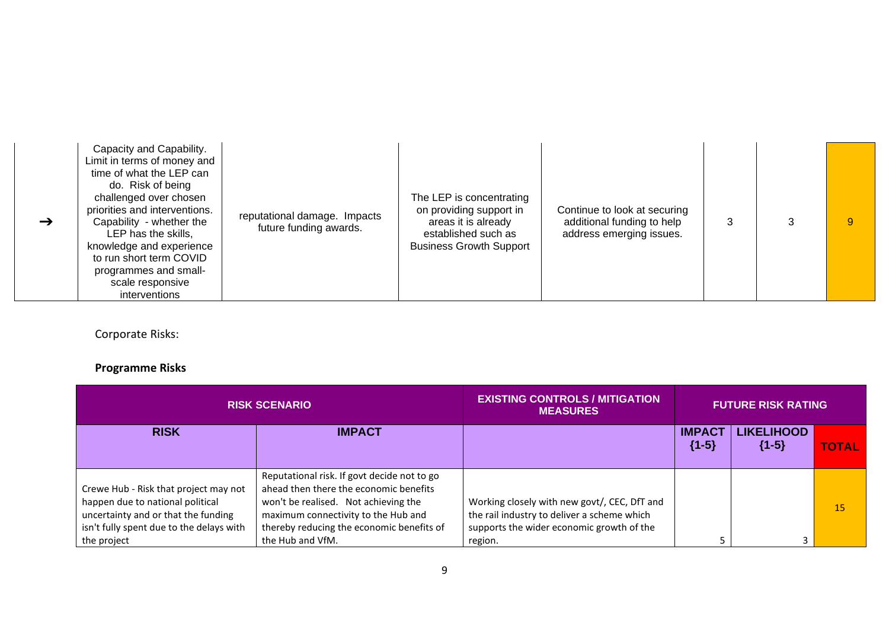| | | | | | | | |
|---|---|---|---|---|---|---|---|
| → | Capacity and Capability. Limit in terms of money and time of what the LEP can do. Risk of being challenged over chosen priorities and interventions. Capability - whether the LEP has the skills, knowledge and experience to run short term COVID programmes and small-scale responsive interventions | reputational damage. Impacts future funding awards. | The LEP is concentrating on providing support in areas it is already established such as Business Growth Support | Continue to look at securing additional funding to help address emerging issues. | 3 | 3 | 9 |

Corporate Risks:

**Programme Risks**

| RISK SCENARIO | | EXISTING CONTROLS / MITIGATION MEASURES | FUTURE RISK RATING | | |
|---|---|---|---|---|---|
| **RISK** | **IMPACT** | | **IMPACT {1-5}** | **LIKELIHOOD {1-5}** | **TOTAL** |
| Crewe Hub - Risk that project may not happen due to national political uncertainty and or that the funding isn't fully spent due to the delays with the project | Reputational risk. If govt decide not to go ahead then there the economic benefits won't be realised. Not achieving the maximum connectivity to the Hub and thereby reducing the economic benefits of the Hub and VfM. | Working closely with new govt/, CEC, DfT and the rail industry to deliver a scheme which supports the wider economic growth of the region. | 5 | 3 | 15 |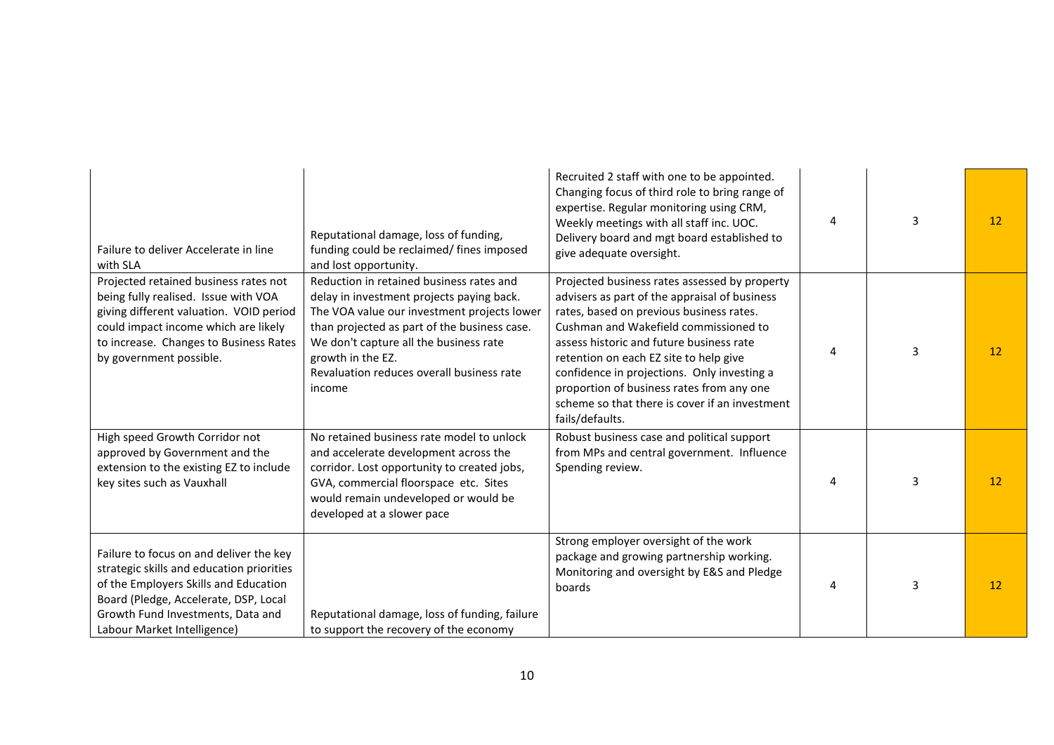| | | | | | |
|---|---|---|---|---|---|
| Failure to deliver Accelerate in line with SLA | Reputational damage, loss of funding, funding could be reclaimed/ fines imposed and lost opportunity. | Recruited 2 staff with one to be appointed. Changing focus of third role to bring range of expertise. Regular monitoring using CRM, Weekly meetings with all staff inc. UOC. Delivery board and mgt board established to give adequate oversight. | 4 | 3 | 12 |
| Projected retained business rates not being fully realised. Issue with VOA giving different valuation. VOID period could impact income which are likely to increase. Changes to Business Rates by government possible. | Reduction in retained business rates and delay in investment projects paying back. The VOA value our investment projects lower than projected as part of the business case. We don't capture all the business rate growth in the EZ. Revaluation reduces overall business rate income | Projected business rates assessed by property advisers as part of the appraisal of business rates, based on previous business rates. Cushman and Wakefield commissioned to assess historic and future business rate retention on each EZ site to help give confidence in projections. Only investing a proportion of business rates from any one scheme so that there is cover if an investment fails/defaults. | 4 | 3 | 12 |
| High speed Growth Corridor not approved by Government and the extension to the existing EZ to include key sites such as Vauxhall | No retained business rate model to unlock and accelerate development across the corridor. Lost opportunity to created jobs, GVA, commercial floorspace etc. Sites would remain undeveloped or would be developed at a slower pace | Robust business case and political support from MPs and central government. Influence Spending review. | 4 | 3 | 12 |
| Failure to focus on and deliver the key strategic skills and education priorities of the Employers Skills and Education Board (Pledge, Accelerate, DSP, Local Growth Fund Investments, Data and Labour Market Intelligence) | Reputational damage, loss of funding, failure to support the recovery of the economy | Strong employer oversight of the work package and growing partnership working. Monitoring and oversight by E&S and Pledge boards | 4 | 3 | 12 |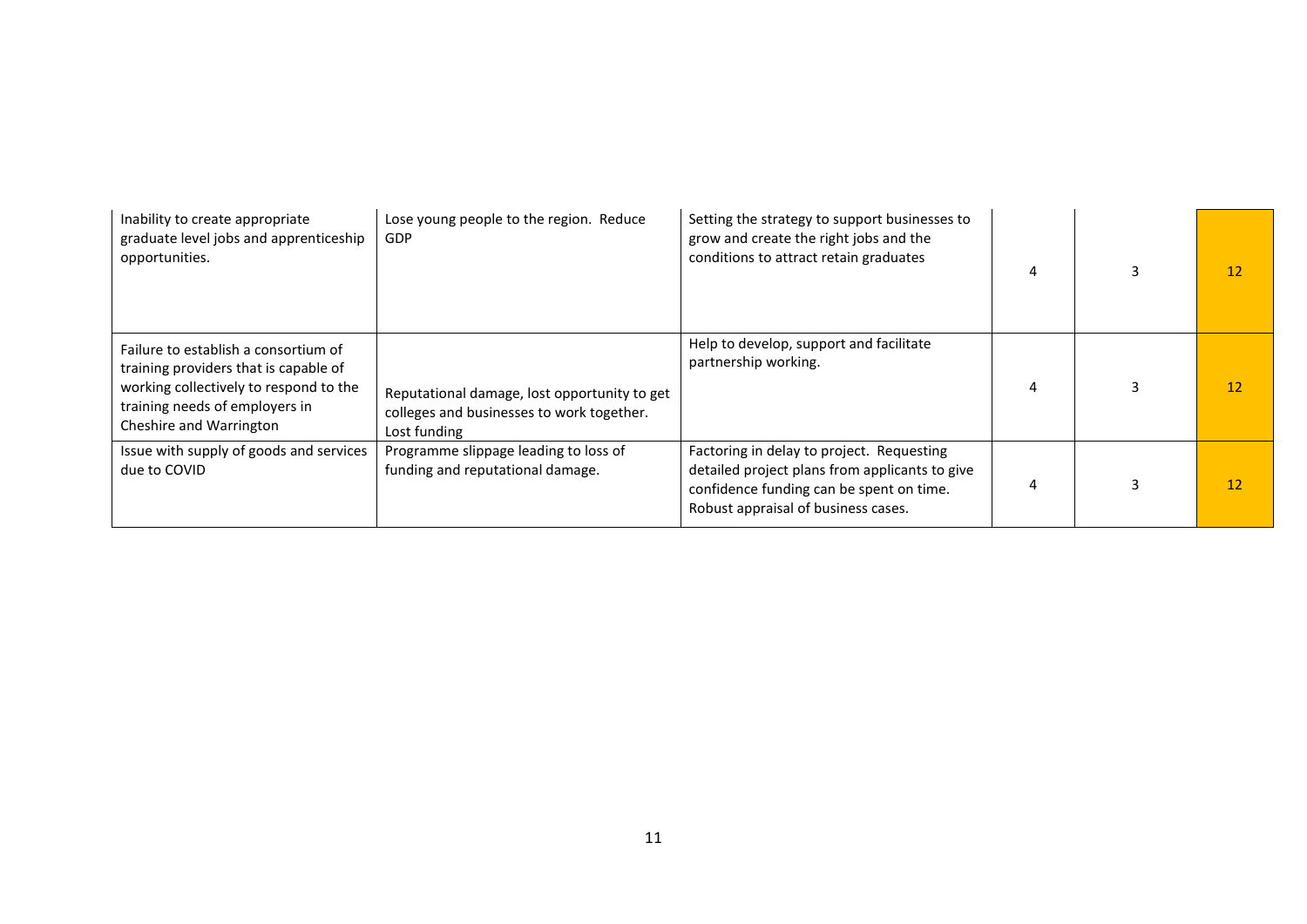| | | | | | |
|---|---|---|---|---|---|
| Inability to create appropriate graduate level jobs and apprenticeship opportunities. | Lose young people to the region. Reduce GDP | Setting the strategy to support businesses to grow and create the right jobs and the conditions to attract retain graduates | 4 | 3 | 12 |
| Failure to establish a consortium of training providers that is capable of working collectively to respond to the training needs of employers in Cheshire and Warrington | Reputational damage, lost opportunity to get colleges and businesses to work together. Lost funding | Help to develop, support and facilitate partnership working. | 4 | 3 | 12 |
| Issue with supply of goods and services due to COVID | Programme slippage leading to loss of funding and reputational damage. | Factoring in delay to project. Requesting detailed project plans from applicants to give confidence funding can be spent on time. Robust appraisal of business cases. | 4 | 3 | 12 |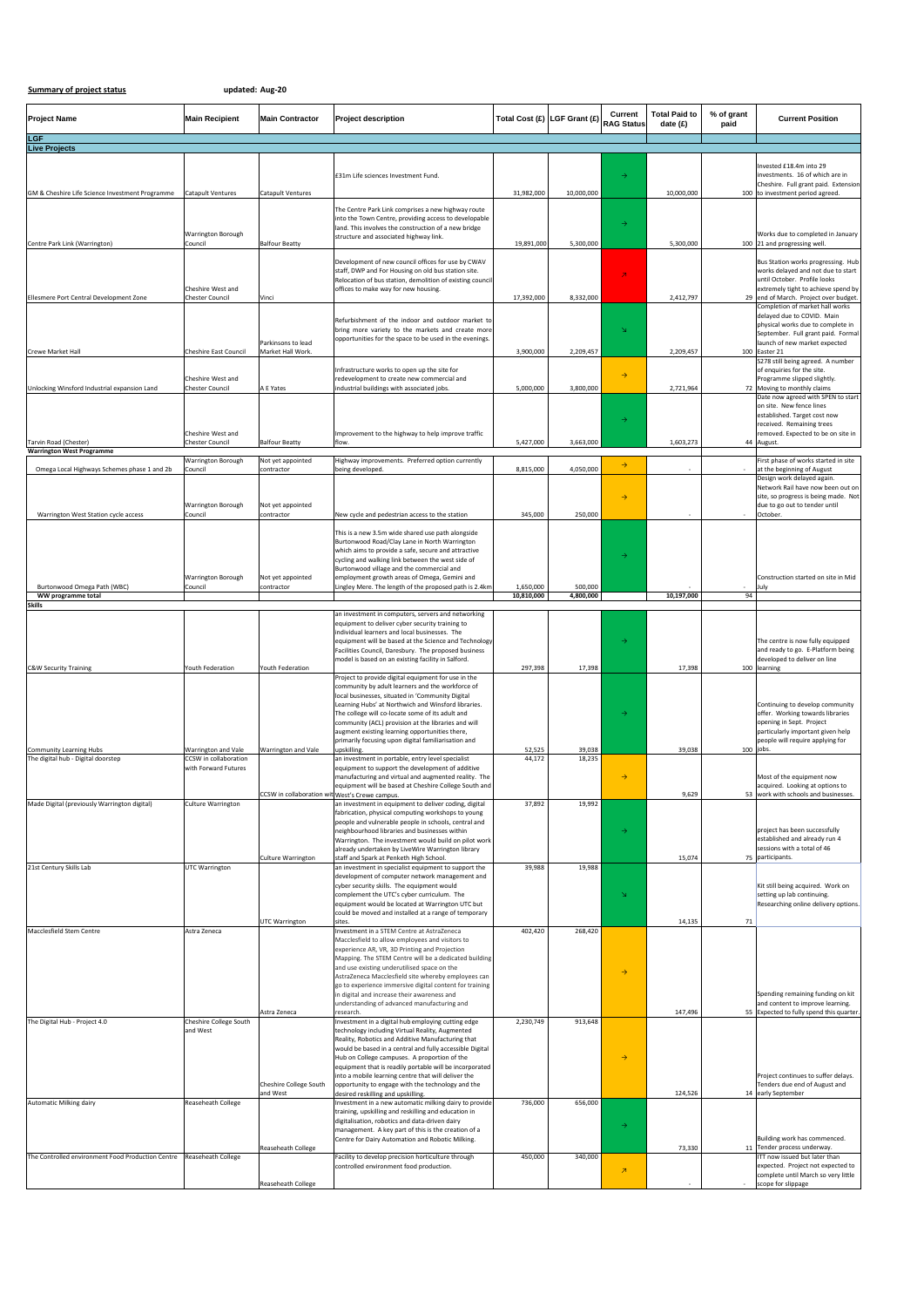**Summary of project status** updated: Aug-20

| Project Name | Main Recipient | Main Contractor | Project description | Total Cost (£) | LGF Grant (£) | Current RAG Status | Total Paid to date (£) | % of grant paid | Current Position |
|---|---|---|---|---|---|---|---|---|---|
| **LGF** | | | | | | | | | |
| **Live Projects** | | | | | | | | | |
| GM & Cheshire Life Science Investment Programme | Catapult Ventures | Catapult Ventures | £31m Life sciences Investment Fund. | 31,982,000 | 10,000,000 | → | 10,000,000 | 100 | Invested £18.4m into 29 investments. 16 of which are in Cheshire. Full grant paid. Extension to investment period agreed. |
| Centre Park Link (Warrington) | Warrington Borough Council | Balfour Beatty | The Centre Park Link comprises a new highway route into the Town Centre, providing access to developable land. This involves the construction of a new bridge structure and associated highway link. | 19,891,000 | 5,300,000 | → | 5,300,000 | 100 | Works due to completed in January 21 and progressing well. |
| Ellesmere Port Central Development Zone | Cheshire West and Chester Council | Vinci | Development of new council offices for use by CWAV staff, DWP and For Housing on old bus station site. Relocation of bus station, demolition of existing council offices to make way for new housing. | 17,392,000 | 8,332,000 | ↗ | 2,412,797 | 29 | Bus Station works progressing. Hub works delayed and not due to start until October. Profile looks extremely tight to achieve spend by end of March. Project over budget. |
| Crewe Market Hall | Cheshire East Council | Parkinsons to lead Market Hall Work. | Refurbishment of the indoor and outdoor market to bring more variety to the markets and create more opportunities for the space to be used in the evenings. | 3,900,000 | 2,209,457 | ↘ | 2,209,457 | 100 | Completion of market hall works delayed due to COVID. Main physical works due to complete in September. Full grant paid. Formal launch of new market expected Easter 21 |
| Unlocking Winsford Industrial expansion Land | Cheshire West and Chester Council | A E Yates | Infrastructure works to open up the site for redevelopment to create new commercial and industrial buildings with associated jobs. | 5,000,000 | 3,800,000 | → | 2,721,964 | 72 | S278 still being agreed. A number of enquiries for the site. Programme slipped slightly. Moving to monthly claims |
| Tarvin Road (Chester) | Cheshire West and Chester Council | Balfour Beatty | Improvement to the highway to help improve traffic flow. | 5,427,000 | 3,663,000 | → | 1,603,273 | 44 | Date now agreed with SPEN to start on site. New fence lines established. Target cost now received. Remaining trees removed. Expected to be on site in August. |
| **Warrington West Programme** | | | | | | | | | |
| Omega Local Highways Schemes phase 1 and 2b | Warrington Borough Council | Not yet appointed contractor | Highway improvements. Preferred option currently being developed. | 8,815,000 | 4,050,000 | → | - | - | First phase of works started in site at the beginning of August |
| Warrington West Station cycle access | Warrington Borough Council | Not yet appointed contractor | New cycle and pedestrian access to the station | 345,000 | 250,000 | → | - | - | Design work delayed again. Network Rail have now been out on site, so progress is being made. Not due to go out to tender until October. |
| Burtonwood Omega Path (WBC) | Warrington Borough Council | Not yet appointed contractor | This is a new 3.5m wide shared use path alongside Burtonwood Road/Clay Lane in North Warrington which aims to provide a safe, secure and attractive cycling and walking link between the west side of Burtonwood village and the commercial and employment growth areas of Omega, Gemini and Lingley Mere. The length of the proposed path is 2.4km | 1,650,000 | 500,000 | → | - | - | Construction started on site in Mid July |
| **WW programme total** | | | | 10,810,000 | 4,800,000 | | 10,197,000 | 94 | |
| **Skills** | | | | | | | | | |
| C&W Security Training | Youth Federation | Youth Federation | an investment in computers, servers and networking equipment to deliver cyber security training to individual learners and local businesses. The equipment will be based at the Science and Technology Facilities Council, Daresbury. The proposed business model is based on an existing facility in Salford. | 297,398 | 17,398 | → | 17,398 | 100 | The centre is now fully equipped and ready to go. E-Platform being developed to deliver on line learning |
| Community Learning Hubs | Warrington and Vale | Warrington and Vale | Project to provide digital equipment for use in the community by adult learners and the workforce of local businesses, situated in 'Community Digital Learning Hubs' at Northwich and Winsford libraries. The college will co-locate some of its adult and community (ACL) provision at the libraries and will augment existing learning opportunities there, primarily focusing upon digital familiarisation and upskilling. | 52,525 | 39,038 | → | 39,038 | 100 | Continuing to develop community offer. Working towards libraries opening in Sept. Project particularly important given help people will require applying for jobs. |
| The digital hub - Digital doorstep | CCSW in collaboration with Forward Futures | CCSW in collaboration with West's Crewe campus. | an investment in portable, entry level specialist equipment to support the development of additive manufacturing and virtual and augmented reality. The equipment will be based at Cheshire College South and | 44,172 | 18,235 | → | 9,629 | 53 | Most of the equipment now acquired. Looking at options to work with schools and businesses. |
| Made Digital (previously Warrington digital) | Culture Warrington | Culture Warrington | an investment in equipment to deliver coding, digital fabrication, physical computing workshops to young people and vulnerable people in schools, central and neighbourhood libraries and businesses within Warrington. The investment would build on pilot work already undertaken by LiveWire Warrington library staff and Spark at Penketh High School. | 37,892 | 19,992 | → | 15,074 | 75 | project has been successfully established and already run 4 sessions with a total of 46 participants. |
| 21st Century Skills Lab | UTC Warrington | UTC Warrington | an investment in specialist equipment to support the development of computer network management and cyber security skills. The equipment would complement the UTC's cyber curriculum. The equipment would be located at Warrington UTC but could be moved and installed at a range of temporary sites. | 39,988 | 19,988 | ↘ | 14,135 | 71 | Kit still being acquired. Work on setting up lab continuing. Researching online delivery options. |
| Macclesfield Stem Centre | Astra Zeneca | Astra Zeneca | Investment in a STEM Centre at AstraZeneca Macclesfield to allow employees and visitors to experience AR, VR, 3D Printing and Projection Mapping. The STEM Centre will be a dedicated building and use existing underutilised space on the AstraZeneca Macclesfield site whereby employees can go to experience immersive digital content for training in digital and increase their awareness and understanding of advanced manufacturing and research. | 402,420 | 268,420 | → | 147,496 | 55 | Spending remaining funding on kit and content to improve learning. Expected to fully spend this quarter. |
| The Digital Hub - Project 4.0 | Cheshire College South and West | Cheshire College South and West | Investment in a digital hub employing cutting edge technology including Virtual Reality, Augmented Reality, Robotics and Additive Manufacturing that would be based in a central and fully accessible Digital Hub on College campuses. A proportion of the equipment that is readily portable will be incorporated into a mobile learning centre that will deliver the opportunity to engage with the technology and the desired reskilling and upskilling. | 2,230,749 | 913,648 | → | 124,526 | 14 | Project continues to suffer delays. Tenders due end of August and early September |
| Automatic Milking dairy | Reaseheath College | Reaseheath College | Investment in a new automatic milking dairy to provide training, upskilling and reskilling and education in digitalisation, robotics and data-driven dairy management. A key part of this is the creation of a Centre for Dairy Automation and Robotic Milking. | 736,000 | 656,000 | → | 73,330 | 11 | Building work has commenced. Tender process underway. |
| The Controlled environment Food Production Centre | Reaseheath College | Reaseheath College | Facility to develop precision horticulture through controlled environment food production. | 450,000 | 340,000 | ↗ | - | - | ITT now issued but later than expected. Project not expected to complete until March so very little scope for slippage |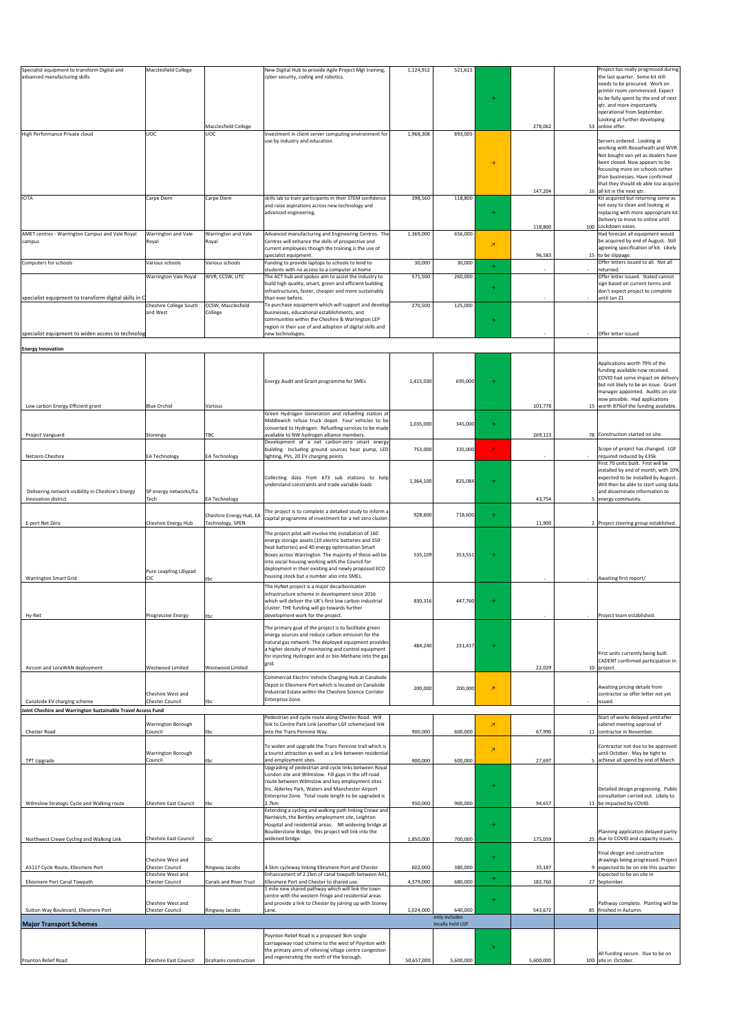| Project | Lead | Partners | Description | Total Cost | LGF | RAG | Spend to date | % | Commentary |
|---|---|---|---|---|---|---|---|---|---|
| Specialist equipment to transform Digital and advanced manufacturing skills | Macclesfield College | Macclesfield College | New Digital Hub to provide Agile Project Mgt training, cyber security, coding and robotics. | 1,124,912 | 521,615 | → | 278,062 | 53 | Project has really progressed during the last quarter. Some kit still needs to be procured. Work on printer room commenced. Expect to be fully spent by the end of next qtr. and more importantly operational from September. Looking at further developing online offer. |
| High Performance Private cloud | UOC | UOC | Investment in client server computing environment for use by industry and education. | 1,968,308 | 893,005 | → | 147,204 | 16 | Servers ordered. Looking at working with Reaseheath and WVR. Not bought van yet as dealers have been closed. Now appears to be focussing more on schools rather than businesses. Have confirmed that they should eb able toa acquire all kit in the next qtr. |
| IOTA | Carpe Diem | Carpe Diem | skills lab to train participants in their STEM confidence and raise aspirations across new technology and advanced engineering. | 398,560 | 118,800 | → | 118,800 | 100 | Kit acquired but returning some as not easy to clean and looking at replacing with more appropriate kit. Delivery to move to online until Lockdown eases. |
| AMET centres - Warrington Campus and Vale Royal campus | Warrington and Vale Royal | Warrington and Vale Royal | Advanced manufacturing and Engineering Centres. The Centres will enhance the skills of prospective and current employees though the training is the use of specialist equipment. | 1,369,000 | 656,000 | ↗ | 96,583 | 15 | Had forecast all equipment would be acquired by end of August. Still agreeing specification of kit. Likely to be slippage. |
| Computers for schools | Various schools | Various schools | Funding to provide laptops to schools to lend to students with no access to a computer at home | 30,000 | 30,000 | → | - | - | Offer letters issued to all. Not all returned. |
| specialist equipment to transform digital skills in C | Warrington Vale Royal | WVR, CCSW, UTC | The ACT hub and spokes aim to assist the industry to build high quality, smart, green and efficient building infrastructures, faster, cheaper and more sustainably than ever before. | 571,500 | 260,000 | → | - | - | Offer letter issued. Stated cannot sign based on current terms and don't expect project to complete until Jan 21 |
| specialist equipment to widen access to technolog | Cheshire College South and West | CCSW, Macclesfield College | To purchase equipment which will support and develop businesses, educational establishments, and communities within the Cheshire & Warrington LEP region in their use of and adoption of digital skills and new technologies. | 270,500 | 125,000 | → | - | - | Offer letter issued |
| **Energy Innovation** | | | | | | | | | |
| Low carbon Energy Efficient grant | Blue Orchid | Various | Energy Audit and Grant programme for SMEs | 1,415,030 | 695,000 | → | 101,778 | 15 | Applications worth 79% of the funding available now received. COVID had some impact on delivery but not likely to be an issue. Grant manager appointed. Audits on site now possible. Had applications worth 87%of the funding available. |
| Project Vanguard | Storengy | TBC | Green Hydrogen Generation and refuelling station at Middlewich refuse truck depot. Four vehicles to be converted to Hydrogen. Refuelling services to be made available to NW hydrogen alliance members. | 1,035,000 | 345,000 | → | 269,123 | 78 | Construction started on site. |
| Netzero Cheshire | EA Technology | EA Technology | Development of a net carbon-zero smart energy building. Including ground sources heat pump, LED lighting, PVs, 20 EV charging points | 753,000 | 335,000 | ↗ | - | - | Scope of project has changed. LGF required reduced by £35k |
| Delivering network visibility in Cheshire's Energy Innovation district | SP energy networks/Ea Tech | EA Technology | Collecting data from 673 sub stations to help understand constraints and trade variable loads | 1,364,100 | 825,084 | → | 43,754 | 5 | First 70 units built. First will be installed by end of month, with 10% expected to be installed by August. Will then be able to start using data and disseminate information to energy community. |
| E-port Net Zero | Cheshire Energy Hub | Cheshire Energy Hub, EA Technology, SPEN | The project is to complete a detailed study to inform a capital programme of investment for a net zero cluster. | 928,600 | 718,600 | → | 11,900 | 2 | Project steering group established. |
| Warrington Smart Grid | Pure Leapfrog Lillypad CIC | tbc | The project pilot will involve the installation of 160 energy storage assets (10 electric batteries and 150 heat batteries) and 40 energy optimisation Smart Boxes across Warrington. The majority of these will be into social housing working with the Council for deployment in their existing and newly proposed ECO housing stock but a number also into SMEs. | 535,109 | 353,551 | → | - | - | Awaiting first report/ |
| Hy-Net | Progressive Energy | tbc | The HyNet project is a major decarbonisation infrastructure scheme in development since 2016 which will deliver the UK's first low carbon industrial cluster. THE funding will go towards further development work for the project. | 830,316 | 447,760 | → | - | - | Project team established. |
| Aircom and LoraWAN deployment | Westwood Limited | Westwood Limited | The primary goal of the project is to facilitate green energy sources and reduce carbon emission for the natural gas network. The deployed equipment provides a higher density of monitoring and control equipment for injecting Hydrogen and or bio-Methane into the gas grid. | 484,240 | 231,417 | → | 22,029 | 10 | First units currently being built. CADENT confirmed participation in project. |
| Canalside EV charging scheme | Cheshire West and Cheshire Council | tbc | Commercial Electric Vehicle Charging Hub at Canalside Depot in Ellesmere Port which is located on Canalside Industrial Estate within the Cheshire Science Corridor Enterprise Zone. | 200,000 | 200,000 | ↗ | | - | Awaiting pricing details from contractor so offer letter not yet issued. |
| **Joint Cheshire and Warrington Sustainable Travel Access Fund** | | | | | | | | | |
| Chester Road | Warrington Borough Council | tbc | Pedestrian and cycle route along Chester Road. Will link to Centre Park Link (another LGF scheme)and link into the Trans Pennine Way. | 900,000 | 600,000 | ↗ | 67,990 | 11 | Start of works delayed until after cabinet meeting approval of contractor in November. |
| TPT Upgrade | Warrington Borough Council | tbc | To widen and upgrade the Trans Pennine trail which is a tourist attraction as well as a link between residential and employment sites. | 900,000 | 600,000 | ↗ | 27,697 | 5 | Contractor not due to be approved until October. May be tight to achieve all spend by end of March |
| Wilmslow Strategic Cycle and Walking route | Cheshire East Council | tbc | Upgrading of pedestrian and cycle links between Royal London site and Wilmslow. Fill gaps in the off-road route between Wilmslow and key employment sites Inc. Alderley Park, Waters and Manchester Airport Enterprise Zone. Total route length to be upgraded is 2.7km | 950,000 | 900,000 | → | 94,657 | 11 | Detailed design progressing. Public consultation carried out. Likely to be impacted by COVID. |
| Northwest Crewe Cycling and Walking Link | Cheshire East Council | tbc | Extending a cycling and walking path linking Crewe and Nantwich, the Bentley employment site, Leighton Hospital and residential areas. NR widening bridge at Boulderstone Bridge, this project will link into the widened bridge. | 1,850,000 | 700,000 | → | 175,059 | 25 | Planning application delayed partly due to COVID and capacity issues. |
| A5117 Cycle Route, Ellesmere Port | Cheshire West and Chester Council | Ringway Jacobs | 4.5km cycleway linking Ellesmere Port and Chester. | 602,000 | 380,000 | → | 35,187 | 9 | Final design and construction drawings being progressed. Project expected to be on site this quarter. |
| Ellesmere Port Canal Towpath | Cheshire West and Chester Council | Canals and River Trust | Enhancement of 2.2km of canal towpath between A41, Ellesmere Port and Chester to shared use. | 4,379,000 | 680,000 | → | 182,760 | 27 | Expected to be on site in September. |
| Sutton Way Boulevard, Ellesmere Port | Cheshire West and Chester Council | Ringway Jacobs | 1 mile new shared pathway which will link the town centre with the western fringe and residential areas and provide a link to Chester by joining up with Stoney Lane. | 1,024,000 | 640,000 (only includes locally held LGF) | → | 543,672 | 85 | Pathway complete. Planting will be finished in Autumn. |
| **Major Transport Schemes** | | | | | | | | | |
| Poynton Relief Road | Cheshire East Council | Grahams construction | Poynton Relief Road is a proposed 3km single carriageway road scheme to the west of Poynton with the primary aims of relieving village centre congestion and regenerating the north of the borough. | 50,657,000 | 5,600,000 | ↘ | 5,600,000 | 100 | All funding secure. Due to be on site in October. |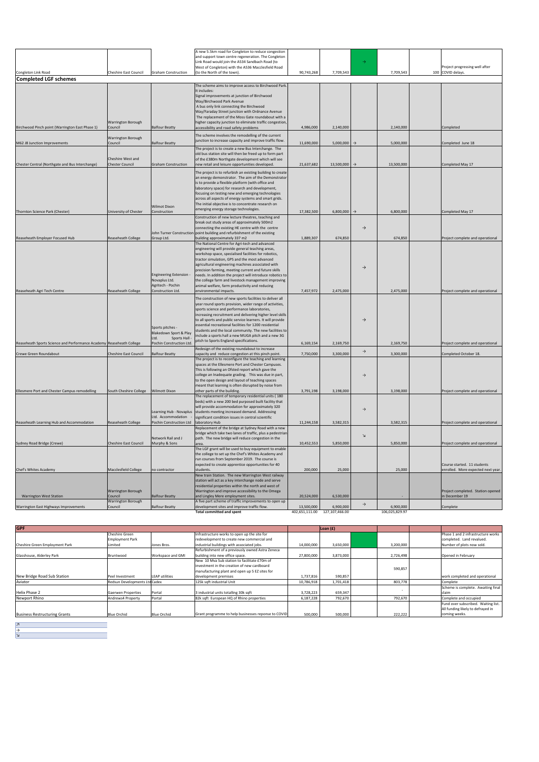| | | | | | | | | | |
|---|---|---|---|---|---|---|---|---|---|
| Congleton Link Road | Cheshire East Council | Graham Construction | A new 5.5km road for Congleton to reduce congestion and support town centre regeneration. The Congleton Link Road would join the A534 Sandbach Road (to West of Congleton) with the A536 Macclesfield Road (to the North of the town). | 90,743,268 | 7,709,543 | → | 7,709,543 | 100 | Project progressing well after COVID delays. |
| **Completed LGF schemes** | | | | | | | | | |
| Birchwood Pinch point (Warrington East Phase 1) | Warrington Borough Council | Balfour Beatty | The scheme aims to improve access to Birchwood Park. It includes: Signal improvements at junction of Birchwood Way/Birchwood Park Avenue A bus only link connecting the Birchwood Way/Faraday Street junction with Ordnance Avenue The replacement of the Moss Gate roundabout with a higher capacity junction to eliminate traffic congestion, accessibility and road safety problems | 4,986,000 | 2,140,000 | | 2,140,000 | | Completed |
| M62 J8 Junction Improvements | Warrington Borough Council | Balfour Beatty | The scheme involves the remodelling of the current junction to increase capacity and improve traffic flow. | 11,690,000 | 5,000,000 | → | 5,000,000 | | Completed June 18 |
| Chester Central (Northgate and Bus Interchange) | Cheshire West and Chester Council | Graham Construction | The project is to create a new Bus Interchange. The old bus station site will then be freed up to form part of the £380m Northgate development which will see new retail and leisure opportunities developed. | 21,637,682 | 13,500,000 | → | 13,500,000 | | Completed May 17 |
| Thornton Science Park (Chester) | University of Chester | Wilmot Dixon Construction | The project is to refurbish an existing building to create an energy demonstrator. The aim of the Demonstrator is to provide a flexible platform (with office and laboratory space) for research and development, focusing on testing new and emerging technologies across all aspects of energy systems and smart grids. The initial objective is to concentrate research on emerging energy storage technologies. | 17,382,500 | 6,800,000 | → | 6,800,000 | | Completed May 17 |
| Reaseheath Employer Focused Hub | Reaseheath College | John Turner Construction Group Ltd. | Construction of new lecture theatres, teaching and break out study areas of approximately 500m2 connecting the existing HE centre with the centre point building and refurbishment of the existing building approximately 337 m2 | 1,889,307 | 674,850 | → | 674,850 | | Project complete and operational |
| Reaseheath Agri Tech Centre | Reaseheath College | Engineering Extension - Novaplus Ltd. Agritech - Pochin Construction Ltd. | The National Centre for Agri-tech and advanced engineering will provide general teaching areas, workshop space, specialised facilities for robotics, tractor simulation, GPS and the most advanced agricultural engineering machines associated with precision farming, meeting current and future skills needs. In addition the project will introduce robotics to the college farm and livestock management improving animal welfare, farm productivity and reducing environmental impacts. | 7,457,972 | 2,475,000 | → | 2,475,000 | | Project complete and operational |
| Reaseheath Sports Science and Performance Academy | Reaseheath College | Sports pitches - Blakedown Sport & Play Ltd. Sports Hall - Pochin Construction Ltd. | The construction of new sports facilities to deliver all year round sports provision, wider range of activities, sports science and performance laboratories, increasing recruitment and delivering higher level skills to all sports and public service learners. It will provide essential recreational facilities for 1200 residential students and the local community. The new facilities to include a sports hall a new MUGA pitch and a new 3G pitch to Sports England specifications. | 6,169,154 | 2,169,750 | → | 2,169,750 | | Project complete and operational |
| Crewe Green Roundabout | Cheshire East Council | Balfour Beatty | Redesign of the existing roundabout to increase capacity and reduce congestion at this pinch point. | 7,750,000 | 3,300,000 | → | 3,300,000 | | Completed October 18. |
| Ellesmere Port and Chester Campus remodelling | South Cheshire College | Wilmott Dixon | The project is to reconfigure the teaching and learning spaces at the Ellesmere Port and Chester Campuses. This is following an Ofsted report which gave the college an inadequate grading. This was due in part, to the open design and layout of teaching spaces meant that learning is often disrupted by noise from other parts of the building. | 3,791,198 | 3,198,000 | → | 3,198,000 | | Project complete and operational |
| Reaseheath Learning Hub and Accommodation | Reaseheath College | Learning Hub - Novaplus Ltd. Accommodation - Pochin Construction Ltd | The replacement of temporary residential units ( 180 beds) with a new 200 bed purposed built facility that will provide accommodation for approximately 320 students meeting increased demand. Addressing significant condition issues in central scientific laboratory Hub | 11,244,158 | 3,582,315 | → | 3,582,315 | | Project complete and operational |
| Sydney Road Bridge (Crewe) | Cheshire East Council | Network Rail and J Murphy & Sons | Replacement of the bridge at Sydney Road with a new bridge which take two lanes of traffic, plus a pedestrian path. The new bridge will reduce congestion in the area. | 10,452,553 | 5,850,000 | ↘ | 5,850,000 | | Project complete and operational |
| Chef's Whites Academy | Macclesfield College | no contractor | The LGF grant will be used to buy equipment to enable the college to set up the Chef's Whites Academy and run courses from September 2019. The course is expected to create apprentice opportunities for 40 students. | 200,000 | 25,000 | | 25,000 | | Course started. 11 students enrolled. More expected next year. |
| Warrington West Station | Warrington Borough Council | Balfour Beatty | New train Station. The new Warrington West railway station will act as a key interchange node and serve residential properties within the north and west of Warrington and improve accessibility to the Omega and Lingley Mere employment sites. | 20,524,000 | 6,530,000 | | - | | Project completed. Station opened in December 19 |
| Warrington East Highways Improvements | Warrington Borough Council | Balfour Beatty | A five part scheme of traffic improvements to open up development sites and improve traffic flow. | 13,500,000 | 6,900,000 | → | 6,900,000 | | Complete |
| | | | **Total committed and spent** | 402,651,111.00 | 127,107,466.00 | | 106,025,829.97 | | |

| GPF | | | | | Loan (£) | | | | |
|---|---|---|---|---|---|---|---|---|---|
| Cheshire Green Employment Park | Cheshire Green Employment Park Limited | Jones Bros. | Infrastructure works to open up the site for redevelopment to create new commercial and industrial buildings with associated jobs. | 14,000,000 | 3,650,000 | | 3,200,000 | | Phase 1 and 2 infrastructure works completed. Land revalued. Number of plots now sold. |
| Glasshouse, Alderley Park | Bruntwood | Workspace and GMI | Refurbishment of a previously owned Astra Zeneca building into new office space. | 27,800,000 | 3,873,000 | | 2,726,498 | | Opened in February |
| New Bridge Road Sub Station | Peel Investment | LEAP utilities | New 10 Mva Sub station to facilitate £70m of investment in the creation of new cardboard manufacturing plant and open up 5 EZ sites for development premises | 1,737,816 | 590,857 | | 590,857 | | work completed and operational |
| Aviator | Redsun Developments Ltd | Cadex | 125k sqft industrial Unit | 10,786,918 | 1,701,418 | | 803,778 | | Complete |
| Helix Phase 2 | Gaerwen Properties | Portal | 3 industrial units totalling 30k sqft | 3,728,223 | 659,347 | | - | | Scheme is complete. Awaiting final claim |
| Newport Rhino | Andrews4 Property | Portal | 82k sqft European HQ of Rhino properties | 6,187,228 | 792,670 | | 792,670 | | Complete and occupied |
| Business Restructuring Grants | Blue Orchid | Blue Orchid | Grant programme to help businesses reponse to COVID | 500,000 | 500,000 | | 222,222 | | Fund over subscribed. Waiting list. All funding likely to defrayed in coming weeks. |

↗
→
↘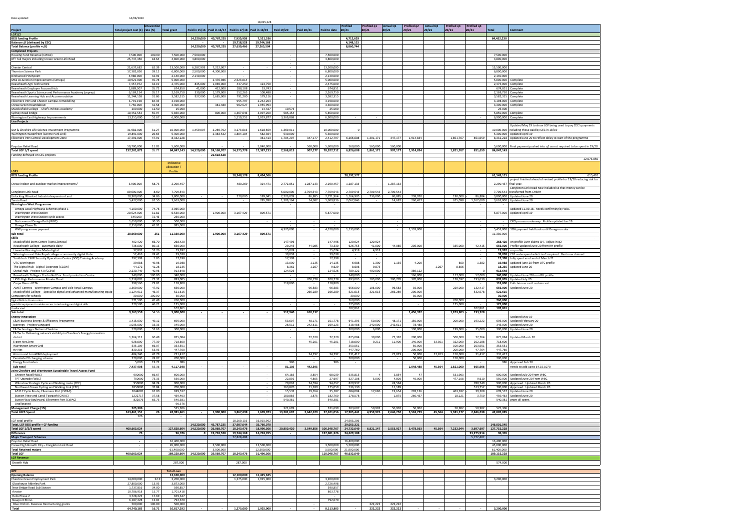Date updated: 14/06/2020

18,095,228

| Project | Total project cost (£) | Intevention rate (%) | Total grant | Paid in 15/16 | Paid in 16/17 | Paid in 17/18 | Paid in 18/19 | Paid 19/20 | Paid 20/21 | Paid to date | Profiled 20/21 | Profiled q1 20/21 | Actual Q1 20/21 | Profiled q2 20/21 | Actual Q2 20/21 | Profiled q3 20/21 | Profiled q4 20/21 | Total | Comment |
|---|---|---|---|---|---|---|---|---|---|---|---|---|---|---|---|---|---|---|---|
| **LGF1/2** | | | | | | | | | | | | | | | | | | | |
| **BEIS funding Profile** | | | | 14,520,000 | 45,787,235 | 7,920,938 | 7,521,336 | | | | 4,712,629 | | | | | | | 84,452,230 | |
| **Balance c/f (defrayed by CEC)** | | | | | | 19,718,528 | 19,744,168 | | | | 4,148,115 | | | | | | | | |
| **Total Balance (profile +c/f)** | | | | 14,520,000 | 45,787,235 | 27,639,466 | 27,265,504 | | | | 8,860,744 | | | | | | | | |
| **Completed Projects** | | | | | | | | | | | | | | | | | | | |
| Housing Fund Revenue (CWAC) | 7,500,000 | 100.00 | 7,500,000 | 7,500,000 | | | | - | | 7,500,000 | | | | | | | | 7,500,000 | |
| DfT Tail majors including Crewe Green Link Road | 25,747,350 | 18.64 | 4,800,000 | 4,800,000 | | | | - | | 4,800,000 | | | | | | | | 4,800,000 | |
| | | | | | | | | - | | | | | | | | | | | |
| Chester Central | 21,637,682 | 62.39 | 13,500,000 | 6,287,993 | 7,212,007 | - | - | - | | 13,500,000 | | | | | | | | 13,500,000 | |
| Thornton Science Park | 17,382,850 | 39.12 | 6,800,000 | 2,500,000 | 4,300,000 | - | | - | | 6,800,000 | | | | | | | | 6,800,000 | |
| Birchwood Pinchpoint | 4,986,000 | 42.92 | 2,140,000 | 2,140,000 | - | - | | - | | 2,140,000 | | | | | | | | 2,140,000 | |
| M62 J8 Junction Improvements (Omega) | 10,921,000 | 45.78 | 5,000,000 | | 2,476,986 | 2,523,014 | - | - | | 5,000,000 | | | | | | | | 5,000,000 | Complete |
| Reaseheath Agri Tech Centre | 7,457,972 | 33.19 | 2,475,000 | 835,000 | 1,069,000 | 447,250 | 123,750 | - | | 2,475,000 | | | | | | | | 2,475,000 | Complete |
| Reaseheath Employer Focused Hub | 1,889,307 | 35.72 | 674,850 | 41,000 | 412,000 | 188,108 | 33,743 | - | | 674,851 | | | | | | | | 674,851 | Complete |
| Reaseheath Sports Science and Performance Academy (osprey) | 6,169,154 | 35.17 | 2,169,750 | 330,000 | 1,179,000 | 552,263 | 108,488 | - | | 2,169,750 | | | | | | | | 2,169,750 | Complete |
| Reaseheath Learning Hub and Accommodation | 11,244,158 | 31.86 | 3,582,315 | 927,000 | 1,685,000 | 791,200 | 179,116 | - | | 3,582,315 | | | | | | | | 3,582,315 | Complete |
| Ellesmere Port and Chester Campus remodelling | 3,791,198 | 84.35 | 3,198,000 | | | 955,797 | 2,242,203 | - | | 3,198,000 | | | | | | | | 3,198,000 | Complete |
| Crewe Green Roundabout | 7,750,000 | 42.58 | 3,300,000 | | 381,480 | 962,527 | 1,955,993 | - | | 3,300,000 | | | | | | | | 3,300,000 | Complete |
| Macclesfield College - Chef's Whites Academy | 200,000 | 12.50 | 25,000 | | | | 14,427 | 10,573 | | 25,000 | | | | | | | | 25,000 | |
| Sydney Road Bridge | 10,452,553 | 55.97 | 5,850,000 | | 800,000 | 1,367,646 | 3,097,200 | 585,154 | | 5,850,000 | | | | | | | | 5,850,000 | Complete |
| Warrington East Highways Improvements | 13,355,000 | 51.67 | 6,900,000 | | | 1,510,255 | 2,019,877 | 3,369,868 | | 6,900,000 | - | - | | | | | - | 6,900,000 | Complete |
| **Live Projects** | | | | | | | | | | | | | | | | | | | |
| GM & Cheshire Life Science Investment Programme | 31,982,000 | 31.27 | 10,000,000 | 1,459,007 | 2,269,702 | 3,273,616 | 1,628,659 | 1,369,011 | | 10,000,000 | 0 | - | - | | | | | 10,000,000 | Updated May 19 to show LGF being used to pay CEC's payments including those paid by CEC in 18/19 |
| Warrington Waterfront (Centre Park Link) | 19,891,000 | 26.65 | 5,300,000 | | 2,383,532 | 1,804,104 | 582,364 | 530,000 | | 5,300,000 | | | | | | | | 5,300,000 | Updated April 19 |
| Ellesmere Port Central Development Zone | 17,392,000 | 47.91 | 8,332,228 | | | | 361,413 | 1,704,207 | 347,177 | 2,412,797 | 6,266,608 | 1,301,171 | 347,177 | 1,914,834 | | 1,851,767 | 851,659 | 8,332,228 | Updated June 20 to reflect delay to start of the programme |
| Poynton Relief Road | 50,700,000 | 11.05 | 5,600,000 | | | | 5,040,000 | - | 560,000 | 5,600,000 | 560,000 | 560,000 | 560,000 | | | | | 5,600,000 | Final payment pushed into q1 as not required to be spent in 19/20 |
| **Total LGF 1/2 spend** | 237,201,873 | 35.77 | 84,847,143 | 14,520,000 | 24,168,707 | 14,375,778 | 17,387,233 | 7,568,813 | 907,177 | 78,927,712 | 6,826,608 | 1,861,171 | 907,177 | 1,914,834 | | 1,851,767 | 851,659 | 84,847,143 | |
| Funding defrayed on CEC projects | | | | - | 21,618,528 | | | | | | | | | | | | | | |
| | | | | | | | | | | | | | | | | | | | 12,073,850 |
| **LGF3** | | | Indicative allocation / Profile | | | | | | | | | | | | | | | | |
| **BEIS funding Profile** | | | | | | 10,348,178 | 8,494,566 | | | | 20,192,577 | | | | | | | 61,549,115 | 615,491 |
| Crewe indoor and outdoor market improvements/ | 3,900,000 | 58.73 | 2,290,457 | | | 480,269 | 324,471 | 2,772,851 | 1,287,133 | 2,290,457 | 1,287,133 | - | 1,287,133 | - | | - | - | 2,290,457 | project finished ahead of revised profile for 19/20 reducing risk for final year. |
| Congleton Link Road | 89,600,000 | 8.60 | 7,709,543 | | | | | 5,000,000 | 2,709,543 | 7,709,543 | 2,709,543 | 2,709,543 | 2,709,543 | | | | | 7,709,543 | Congleton Link Road now included so that money can be transferred from CHSRH |
| Unlocking Winsford Industrial expansion Land | 10,900,000 | 34.86 | 3,800,000 | - | - | 220,000 | 189,041 | 2,226,039 | 86,885 | 2,721,964 | 1,164,920 | 736,000 | 86,885 | 238,920 | | 190,000 | 86,884 | 3,800,000 | Updated June 20 |
| Tarvin Road | 5,427,000 | 67.50 | 3,663,000 | | | | 285,990 | 1,309,164 | 14,682 | 1,609,836 | 2,067,846 | | 14,682 | 260,457 | | 625,098 | 1,167,609 | 3,663,000 | Updated June 20 |
| **Warrington West Programme** | | | | | | | | | | | | | | | | | | | |
| Omega Local Highways Schemes phase 1 | 4,100,000 | 74.76 | 3,065,000 | | | - | | - | | - | | | - | | | | - | - | updated 11.09.18.. needs confirming by WBC |
| Warrington West Station | 20,524,000 | 31.82 | 6,530,000 | | 1,900,000 | 3,167,429 | 809,571 | - | | 5,877,000 | | | - | | | | - | 5,877,000 | Updated April 19 |
| Warrington West Station cycle access | 345,000 | 72.46 | 250,000 | | | | | - | - | - | | | - | | | | - | - | |
| Burtonwood Omega Park (WBC) | 1,650,000 | 30.30 | 500,000 | | | | | - | - | - | | | - | | | | - | - | CPO process underway. Profile updated Jan 19 |
| Omega Phase 2b | 2,350,000 | 41.91 | 985,000 | | | | | - | | - | | | - | | | | - | | |
| WW programme payment | | | | | | | | 4,320,000 | - | 4,320,000 | 1,133,000 | | - | 1,133,000 | | | - | 5,453,000 | 10% payment held back until Omega on site |
| **sub-total** | 28,969,000 | 251 | 11,330,000 | - | 1,900,000 | 3,167,429 | 809,571 | | | | | | | | - | - | - | 11,330,000 | |
| **Skills** | | | | | | | | | | | | | | | | | | | |
| Macclesfield Stem Centre (Astra Zeneca) | 402,420 | 66.70 | 268,420 | | | | | 147,496 | - | 147,496 | 120,924 | 120,924 | - | | | | | 268,420 | on profile Over claims Q4. Adjust in q2 |
| Reaseheath College - automatic dairy | 736,000 | 89.13 | 656,000 | | | | | 29,245 | 44,085 | 73,330 | 626,755 | 41,000 | 44,085 | 205,000 | | 335,000 | 42,415 | 656,000 | Profile updated June 20 from RH profile |
| Livewire Warrington- Made digital | 37,892 | 52.76 | 19,992 | | | | | 15,074 | | 15,074 | 4,918 | 4,918 | | | | | | 19,992 | on profile |
| Warrington and Vale Royal college - community digital Hubs | 52,463 | 74.41 | 39,038 | | | | | 39,038 | - | 39,038 | - | | | | | | - | 39,038 | £62 underspend which isn't required. Rest now claimed. |
| Youthfed - C&W Security Operations Centre (SOC) Training Academy | 297,398 | 5.85 | 17,398 | | | | | 17,398 | - | 17,398 | - | | | | | | - | 17,398 | fully spent as of end of March 21 |
| UTC Warrington | 39,988 | 49.98 | 19,988 | | | | | 13,000 | 1,135 | 14,135 | 6,988 | 1,300 | 1,135 | 4,200 | | 600 | 1,382 | 19,988 | updated june 20 from UTC profile |
| The Digital Hub - Digital Doorstep (CCSW) | 44,172 | 41.28 | 18,235 | | | | | 8,362 | 1,267 | 9,629 | 8,606 | 9,873 | | | 1,267 | 8,606 | - | 18,235 | updated June 20 |
| Digital Hub - Project 4.0 (CCSW) | 2,230,749 | 40.96 | 913,648 | | | | | 124,526 | | 124,526 | 789,122 | 400,000 | | 389,122 | | | 0 | 913,648 | |
| Reaseheath College - Controlled Env. Food production Centre | 340,000 | 100.00 | 340,000 | | | | | - | | | 340,000 | | | 166,000 | | 117,000 | 57,000 | 340,000 | Updated June 20 from RH profile |
| UCIC- High Performance Private Cloud | 1,218,005 | 73.32 | 893,005 | | | | | - | 200,778 | 200,778 | 893,005 | 100,000 | 200,778 | 370,000 | | 128,597 | 193,630 | 893,005 | Updated July 20 |
| Carpe Diem - IOTA | 398,560 | 29.81 | 118,800 | | | | | 118,800 | | 118,800 | - | | | | | | - | 118,800 | Full claim as can't reclaim vat |
| AMET Centres - Warrington Campus and Vale Royal Campus | 1,369,000 | 47.92 | 656,000 | | | | | - | 96,583 | 96,583 | 656,000 | 106,000 | 96,583 | 92,000 | | 229,000 | 132,417 | 656,000 | Updated June 20 |
| Macclesfield College - Specialist digital and advanced manufacturing equip | 1,124,912 | 46.37 | 521,615 | | | | | - | 266,289 | 266,289 | 521,615 | 321,615 | 266,289 | 200,000 | | | 532,578 | 521,615 | |
| Computers for schools | 30,000 | 100.00 | 30,000 | | | | | | | | 30,000 | | | 30,000 | | | | 30,000 | |
| Digital Skills in Construction | 571,500 | 45.49 | 260,000 | | | | | | | | 260,000 | | | | | 260,000 | | 260,000 | |
| Specialist equipment to widen access to technology and digital skills | 270,500 | 46.21 | 125,000 | | | | | - | - | | 125,000 | | | - | | 125,000 | | 125,000 | |
| Unallocated | | | 102,861 | | | | | | | | 102,861 | | | | | | 102,861 | 102,861 | |
| **Sub total** | 9,163,559 | 54.56 | 5,000,000 | - | - | - | - | 512,940 | 610,137 | | | | | 1,456,322 | | 1,205,803 | 193,328 | | |
| **Energy Innovation** | | | | | | | | | | | | | | | | | | | Updated May 19 |
| C&W Business Energy & Efficiency Programme | 1,415,030 | 49.12 | 695,000 | | | | | 53,607 | 48,171 | 101,778 | 641,393 | 50,000 | 48,171 | 150,000 | | 200,000 | 193,222 | 695,000 | Updated February 20 |
| Storengy - Project Vanguard | 1,035,000 | 33.33 | 345,000 | | | | | 26,512 | 242,611 | 269,123 | 318,488 | 240,000 | 242,611 | 78,488 | | - | - | 345,000 | Updated June 20 |
| EA Technology - Netzero Cheshire | 570,000 | 52.63 | 300,000 | | | | | - | - | - | 300,000 | 6,000 | - | 130,000 | | 199,000 | 35,000 | 300,000 | Updated June 20 |
| EA Tech - Delivering network visibility in Cheshire's Energy Innovation district | 1,364,113 | 60.49 | 825,084 | | | | | - | 72,320 | 72,320 | 825,084 | 30,000 | 72,320 | 200,000 | | 500,000 | 22,764 | 825,084 | Updated March 20 |
| E-port Net Zero | 928,600 | 77.39 | 718,600 | | | | | | 45,201 | 45,201 | 718,600 | 9,211 | 11,900 | 140,000 | 33,301 | 322,000 | 202,188 | 718,600 | |
| Warrington Smart Grid | 535,109 | 66.07 | 353,551 | | | | | | | | 353,551 | | | 50,000 | | 100,000 | 203,551 | 353,551 | |
| Hy-Net | 830,316 | 53.93 | 447,760 | | | | | | | | 447,760 | | | 200,000 | | 200,000 | 47,764 | 447,760 | |
| Aircom and LoraWAN deployment | 484,240 | 47.79 | 231,417 | | | | | | 34,292 | 34,292 | 231,417 | | 22,019 | 50,000 | 12,263 | 150,000 | 31,417 | 231,417 | |
| Canalside EV charging scheme | 270,000 | 74.07 | 200,000 | | | | | | - | - | 200,000 | | - | 50,000 | | 150,000 | | 200,000 | |
| Energy Fund video | 5,000 | 19.72 | 986 | | | | | 986 | | 986 | | | | | | | | 986 | Approved Feb 20 |
| **Sub-total** | 7,437,408 | 55.36 | 4,117,398 | - | - | - | - | 81,105 | 442,595 | | | | | 1,048,488 | 45,564 | 1,821,000 | 665,906 | | needs to add up to £4,151,070 |
| **Joint Cheshire and Warrington Sustainable Travel Access Fund** | | | | | | | | | | | | | | | | | | | |
| Chester Road (WBC) | 900000 | 66.67 | 600,000 | | | | - | 64,185 | 3,854 | 68,039 | 535,815 | 4 | 3,854 | 47 | | 531,963 | - | 600,000 | Updated July 20 From WBC |
| TPT Upgrade (WBC) | 750000 | 73.33 | 550,000 | | | | - | 22,892 | 4,805 | 27,697 | 527,108 | 5,000 | 4,805 | 45,000 | | 477,108 | 9,610 | 550,000 | Updated June 20 From WBC |
| Wilmslow Strategic Cycle and Walking route (CEC) | 950000 | 94.74 | 900,000 | | | | - | 70,063 | 24,594 | 94,657 | 829,937 | | 24,594 | | | | 780,749 | 900,000 | Approved. Updated March 20 |
| Northwest Crewe Cycling and Walking Link (CEC) | 1850000 | 37.84 | 700,000 | | | | - | 163,870 | 11,189 | 175,059 | 536,130 | | 11,189 | | | | 519,752 | 700,000 | Approved.. Updated March 20 |
| A5117 Cycle Route, Ellesmere Port (CWAC) | 1044085 | 67.00 | 699,537 | | | | - | 15,533 | 19,654 | 35,187 | 684,004 | 17,686 | 19,654 | 203,136 | | 463,182 | 39,308 | 699,537 | Updated June 20 |
| Station View and Canal Towpath (CWAC) | 1222717 | 37.58 | 459,463 | | | | - | 180,885 | 1,875 | 182,760 | 278,578 | | 1,875 | 260,457 | | 18,121 | 3,750 | 459,463 | Updated June 20 |
| Sutton Way Boulevard, Ellesmere Port (CWAC) | 822076 | 65.73 | 540,381 | | | | - | 540,381 | | 540,381 | - | | | | | | | 540,381 | grant all spent. |
| Unallocated | | | 96,376 | | | | | | | | - | | | | | | - | | |
| **Management Charge (1%)** | 525,506 | | 525,506 | | | | | 321,699 | | 321,699 | 203,807 | 50,902 | | 50,902 | | 50,902 | 50,902 | 525,506 | |
| **Total LGF3 Spend** | 163,461,151 | 26 | 42,981,461 | - | 1,900,000 | 3,867,698 | 1,609,073 | 13,281,607 | 2,642,679 | 27,621,056 | 17,905,441 | 4,959,976 | 2,646,750 | 3,563,729 | 45,564 | 5,383,177 | 2,846,038 | 42,885,085 | |
| | 126 | | | | | | | | | | | | | | | | | | |
| LGF total profile | | | - | | | 18,269,116 | 16,015,902 | | | | 24,905,206 | | | | | | | | |
| **Total LGF BEIS profile + CF funding** | | | | 14,520,000 | 45,787,235 | 37,987,644 | 35,760,070 | | | | 29,053,321 | | | | | | | 146,001,345 | |
| **Total LGF 1/2/3 spend** | 400,663,024 | | 127,828,604 | 14,520,000 | 26,068,707 | 18,243,476 | 18,996,306 | 20,850,420 | 3,549,856 | 106,548,767 | 24,732,049 | 6,821,147 | 3,553,927 | 5,478,563 | 45,564 | 7,232,944 | 3,697,697 | 127,732,228 | |
| **Difference** | 73 | | 96,376 | 0 | 19,718,528 | 19,744,168 | 16,763,765 | | | 127,681,326 | 24,629,188 | | | | | | 23,275,914 | 96,376 | |
| **Major Transport Schemes** | | | | | | 77,828,488 | | | | | | | | | | | 5,777,407 | | |
| Poynton Relief Road | - | | 16,400,000 | | | | | | | | 16,400,000 | | | | | | | 16,400,000 | |
| Crewe High Growth City – Congleton Link Road | - | | 45,000,000 | | 3,500,000 | | 12,500,000 | | | 3,500,000 | 5,500,000 | | | | | | | 45,000,000 | |
| **Total Retained majors** | - | - | 61,400,000 | | 3,500,000 | | 12,500,000 | | | 3,500,000 | 21,900,000 | | | | | | | 61,400,000 | |
| **Total LGF** | 400,663,024 | | 189,228,604 | 14,520,000 | 29,568,707 | 18,243,476 | 31,496,306 | | | 110,048,767 | 46,632,049 | | | | | | | 189,132,228 | |
| **LGF Revenue** | | | | | | | | | | | | | | | | | | | |
| Growth Hub | | | 287,000 | | | 287,000 | | | | | | | | | | | | 574,000 | |

| GPF | | | Total Loan | | | | | | | | | | | | | | | | |
|---|---|---|---|---|---|---|---|---|---|---|---|---|---|---|---|---|---|---|---|
| **Opening Balance** | | | 12,100,000 | | | 12,100,000 | 11,425,625 | | | | | | | | | | | | |
| Cheshire Green Employment Park | 14,000,000 | 22.9 | 3,200,000 | | | 1,275,000 | 1,925,000 | | | 3,200,000 | | | | | | | | 3,200,000 | |
| Glasshouse Alderley Park | 27,800,000 | 13.93 | 3,873,000 | | | | | | | 2,726,498 | | | | | | | | | |
| New Bridge Road Sub Station | 1,737,816 | 34.00 | 590,857 | | | | | | | 590,857 | | | | | | | | | |
| Aviator | 10,786,918 | 15.77 | 1,701,418 | | | | | | | 803,778 | | | | | | | | | |
| Helix Phase 2 | 3,728,223 | 17.69 | 659,547 | | | | | | | - | | | | | | | | | |
| Newport Rhino | 6,187,228 | 12.81 | 792,670 | | | | | | | 792,670 | | | | | | | | | |
| Blue Orchid - Business Restructuring grants | 500,000 | 100.00 | 500,000 | | | | | | | | | 222,222 | 222,222 | | | | | | |
| **Total** | 64,740,185 | 16.71 | 10,817,292 | - | - | 1,275,000 | 1,925,000 | - | - | 8,113,803 | - | 222,222 | 222,222 | - | - | - | - | 3,200,000 | |